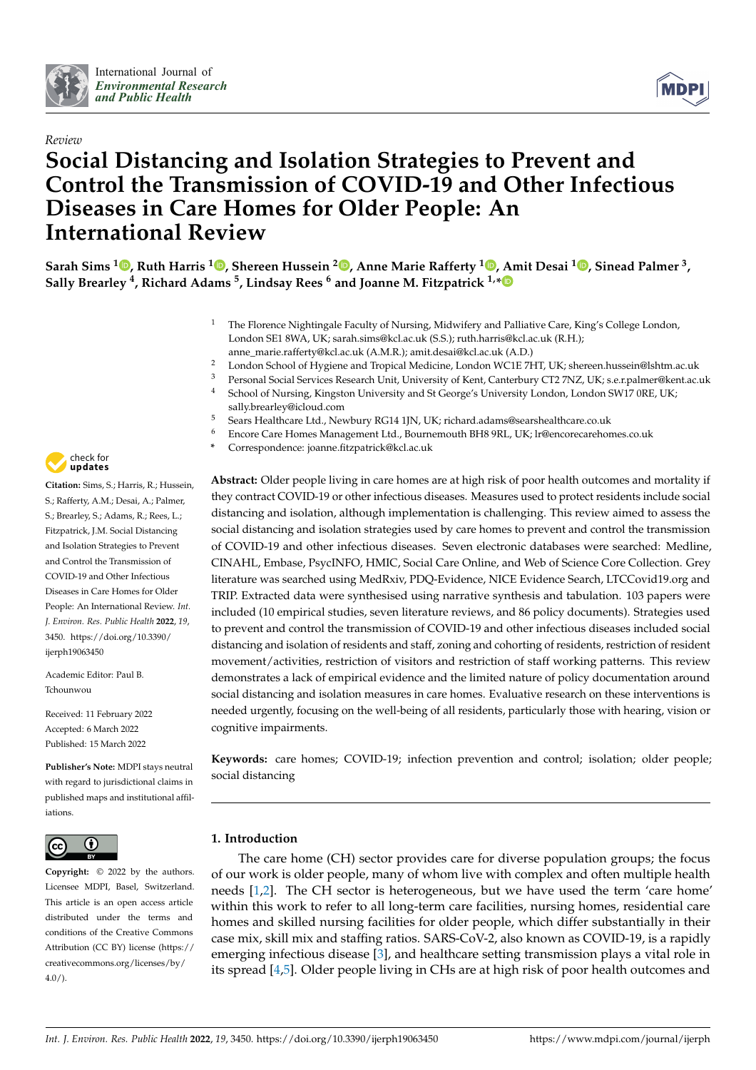*Review*

# Social Distancing and Isolation Strategies to Prevent and Control the Transmission of COVID-19 and Other Infectious Diseases in Care Homes for Older People: An International Review

**Sarah Sims [1], Ruth Harris [1], Shereen Hussein [2], Anne Marie Rafferty [1], Amit Desai [1], Sinead Palmer [3], Sally Brearley [4], Richard Adams [5], Lindsay Rees [6] and Joanne M. Fitzpatrick [1,*]**

[1] The Florence Nightingale Faculty of Nursing, Midwifery and Palliative Care, King's College London, London SE1 8WA, UK; sarah.sims@kcl.ac.uk (S.S.); ruth.harris@kcl.ac.uk (R.H.); anne_marie.rafferty@kcl.ac.uk (A.M.R.); amit.desai@kcl.ac.uk (A.D.)

[2] London School of Hygiene and Tropical Medicine, London WC1E 7HT, UK; shereen.hussein@lshtm.ac.uk

[3] Personal Social Services Research Unit, University of Kent, Canterbury CT2 7NZ, UK; s.e.r.palmer@kent.ac.uk

[4] School of Nursing, Kingston University and St George's University London, London SW17 0RE, UK; sally.brearley@icloud.com

[5] Sears Healthcare Ltd., Newbury RG14 1JN, UK; richard.adams@searshealthcare.co.uk

[6] Encore Care Homes Management Ltd., Bournemouth BH8 9RL, UK; lr@encorecarehomes.co.uk

\* Correspondence: joanne.fitzpatrick@kcl.ac.uk

**Citation:** Sims, S.; Harris, R.; Hussein, S.; Rafferty, A.M.; Desai, A.; Palmer, S.; Brearley, S.; Adams, R.; Rees, L.; Fitzpatrick, J.M. Social Distancing and Isolation Strategies to Prevent and Control the Transmission of COVID-19 and Other Infectious Diseases in Care Homes for Older People: An International Review. *Int. J. Environ. Res. Public Health* **2022**, *19*, 3450. https://doi.org/10.3390/ijerph19063450

Academic Editor: Paul B. Tchounwou

Received: 11 February 2022
Accepted: 6 March 2022
Published: 15 March 2022

**Publisher's Note:** MDPI stays neutral with regard to jurisdictional claims in published maps and institutional affiliations.

**Copyright:** © 2022 by the authors. Licensee MDPI, Basel, Switzerland. This article is an open access article distributed under the terms and conditions of the Creative Commons Attribution (CC BY) license (https://creativecommons.org/licenses/by/4.0/).

**Abstract:** Older people living in care homes are at high risk of poor health outcomes and mortality if they contract COVID-19 or other infectious diseases. Measures used to protect residents include social distancing and isolation, although implementation is challenging. This review aimed to assess the social distancing and isolation strategies used by care homes to prevent and control the transmission of COVID-19 and other infectious diseases. Seven electronic databases were searched: Medline, CINAHL, Embase, PsycINFO, HMIC, Social Care Online, and Web of Science Core Collection. Grey literature was searched using MedRxiv, PDQ-Evidence, NICE Evidence Search, LTCCovid19.org and TRIP. Extracted data were synthesised using narrative synthesis and tabulation. 103 papers were included (10 empirical studies, seven literature reviews, and 86 policy documents). Strategies used to prevent and control the transmission of COVID-19 and other infectious diseases included social distancing and isolation of residents and staff, zoning and cohorting of residents, restriction of resident movement/activities, restriction of visitors and restriction of staff working patterns. This review demonstrates a lack of empirical evidence and the limited nature of policy documentation around social distancing and isolation measures in care homes. Evaluative research on these interventions is needed urgently, focusing on the well-being of all residents, particularly those with hearing, vision or cognitive impairments.

**Keywords:** care homes; COVID-19; infection prevention and control; isolation; older people; social distancing

## 1. Introduction

The care home (CH) sector provides care for diverse population groups; the focus of our work is older people, many of whom live with complex and often multiple health needs [1,2]. The CH sector is heterogeneous, but we have used the term 'care home' within this work to refer to all long-term care facilities, nursing homes, residential care homes and skilled nursing facilities for older people, which differ substantially in their case mix, skill mix and staffing ratios. SARS-CoV-2, also known as COVID-19, is a rapidly emerging infectious disease [3], and healthcare setting transmission plays a vital role in its spread [4,5]. Older people living in CHs are at high risk of poor health outcomes and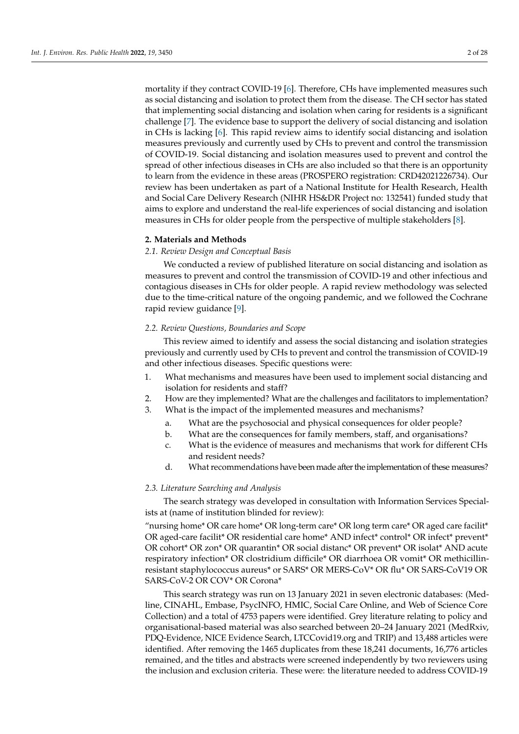mortality if they contract COVID-19 [6]. Therefore, CHs have implemented measures such as social distancing and isolation to protect them from the disease. The CH sector has stated that implementing social distancing and isolation when caring for residents is a significant challenge [7]. The evidence base to support the delivery of social distancing and isolation in CHs is lacking [6]. This rapid review aims to identify social distancing and isolation measures previously and currently used by CHs to prevent and control the transmission of COVID-19. Social distancing and isolation measures used to prevent and control the spread of other infectious diseases in CHs are also included so that there is an opportunity to learn from the evidence in these areas (PROSPERO registration: CRD42021226734). Our review has been undertaken as part of a National Institute for Health Research, Health and Social Care Delivery Research (NIHR HS&DR Project no: 132541) funded study that aims to explore and understand the real-life experiences of social distancing and isolation measures in CHs for older people from the perspective of multiple stakeholders [8].

## 2. Materials and Methods

### 2.1. Review Design and Conceptual Basis

We conducted a review of published literature on social distancing and isolation as measures to prevent and control the transmission of COVID-19 and other infectious and contagious diseases in CHs for older people. A rapid review methodology was selected due to the time-critical nature of the ongoing pandemic, and we followed the Cochrane rapid review guidance [9].

### 2.2. Review Questions, Boundaries and Scope

This review aimed to identify and assess the social distancing and isolation strategies previously and currently used by CHs to prevent and control the transmission of COVID-19 and other infectious diseases. Specific questions were:

1. What mechanisms and measures have been used to implement social distancing and isolation for residents and staff?
2. How are they implemented? What are the challenges and facilitators to implementation?
3. What is the impact of the implemented measures and mechanisms?
   a. What are the psychosocial and physical consequences for older people?
   b. What are the consequences for family members, staff, and organisations?
   c. What is the evidence of measures and mechanisms that work for different CHs and resident needs?
   d. What recommendations have been made after the implementation of these measures?

### 2.3. Literature Searching and Analysis

The search strategy was developed in consultation with Information Services Specialists at (name of institution blinded for review):

"nursing home* OR care home* OR long-term care* OR long term care* OR aged care facilit* OR aged-care facilit* OR residential care home* AND infect* control* OR infect* prevent* OR cohort* OR zon* OR quarantin* OR social distanc* OR prevent* OR isolat* AND acute respiratory infection* OR clostridium difficile* OR diarrhoea OR vomit* OR methicillin-resistant staphylococcus aureus* or SARS* OR MERS-CoV* OR flu* OR SARS-CoV19 OR SARS-CoV-2 OR COV* OR Corona*

This search strategy was run on 13 January 2021 in seven electronic databases: (Medline, CINAHL, Embase, PsycINFO, HMIC, Social Care Online, and Web of Science Core Collection) and a total of 4753 papers were identified. Grey literature relating to policy and organisational-based material was also searched between 20–24 January 2021 (MedRxiv, PDQ-Evidence, NICE Evidence Search, LTCCovid19.org and TRIP) and 13,488 articles were identified. After removing the 1465 duplicates from these 18,241 documents, 16,776 articles remained, and the titles and abstracts were screened independently by two reviewers using the inclusion and exclusion criteria. These were: the literature needed to address COVID-19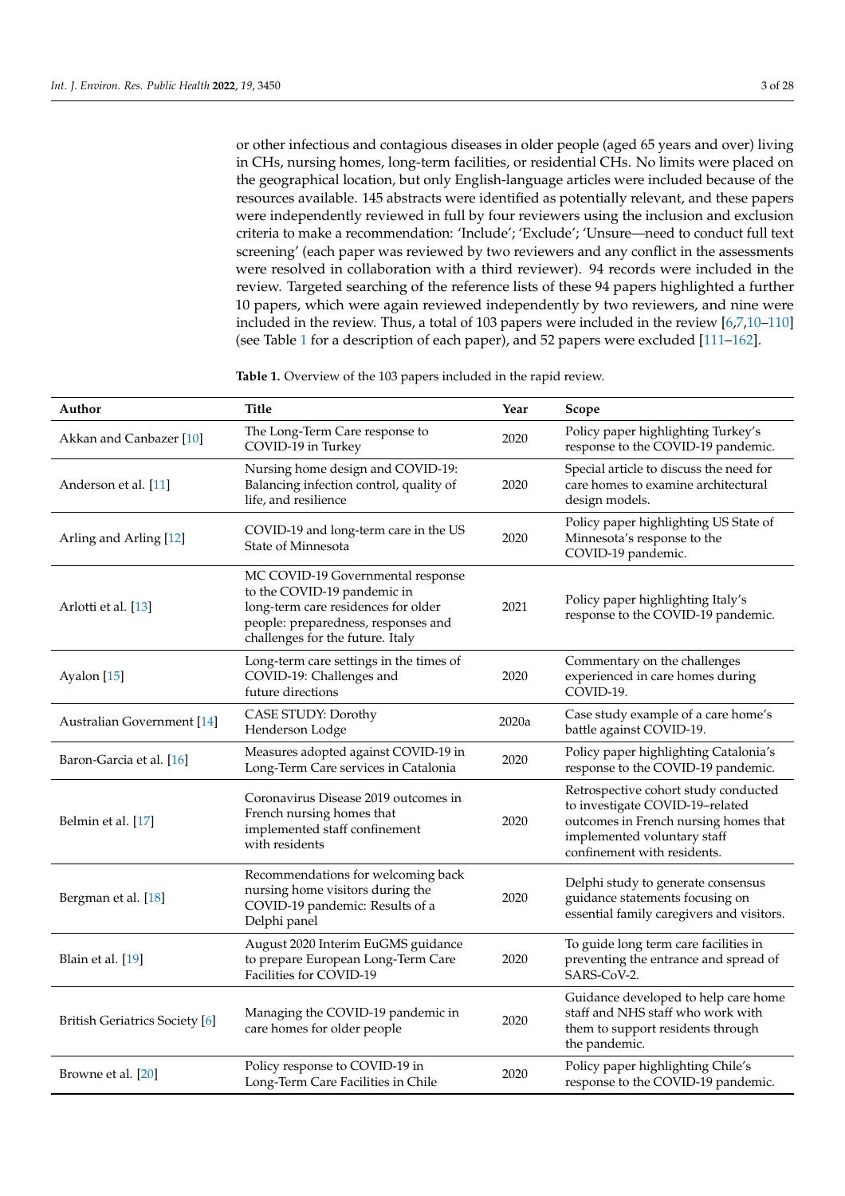or other infectious and contagious diseases in older people (aged 65 years and over) living in CHs, nursing homes, long-term facilities, or residential CHs. No limits were placed on the geographical location, but only English-language articles were included because of the resources available. 145 abstracts were identified as potentially relevant, and these papers were independently reviewed in full by four reviewers using the inclusion and exclusion criteria to make a recommendation: 'Include'; 'Exclude'; 'Unsure—need to conduct full text screening' (each paper was reviewed by two reviewers and any conflict in the assessments were resolved in collaboration with a third reviewer). 94 records were included in the review. Targeted searching of the reference lists of these 94 papers highlighted a further 10 papers, which were again reviewed independently by two reviewers, and nine were included in the review. Thus, a total of 103 papers were included in the review [6,7,10–110] (see Table 1 for a description of each paper), and 52 papers were excluded [111–162].

**Table 1.** Overview of the 103 papers included in the rapid review.

| Author | Title | Year | Scope |
|---|---|---|---|
| Akkan and Canbazer [10] | The Long-Term Care response to COVID-19 in Turkey | 2020 | Policy paper highlighting Turkey's response to the COVID-19 pandemic. |
| Anderson et al. [11] | Nursing home design and COVID-19: Balancing infection control, quality of life, and resilience | 2020 | Special article to discuss the need for care homes to examine architectural design models. |
| Arling and Arling [12] | COVID-19 and long-term care in the US State of Minnesota | 2020 | Policy paper highlighting US State of Minnesota's response to the COVID-19 pandemic. |
| Arlotti et al. [13] | MC COVID-19 Governmental response to the COVID-19 pandemic in long-term care residences for older people: preparedness, responses and challenges for the future. Italy | 2021 | Policy paper highlighting Italy's response to the COVID-19 pandemic. |
| Ayalon [15] | Long-term care settings in the times of COVID-19: Challenges and future directions | 2020 | Commentary on the challenges experienced in care homes during COVID-19. |
| Australian Government [14] | CASE STUDY: Dorothy Henderson Lodge | 2020a | Case study example of a care home's battle against COVID-19. |
| Baron-Garcia et al. [16] | Measures adopted against COVID-19 in Long-Term Care services in Catalonia | 2020 | Policy paper highlighting Catalonia's response to the COVID-19 pandemic. |
| Belmin et al. [17] | Coronavirus Disease 2019 outcomes in French nursing homes that implemented staff confinement with residents | 2020 | Retrospective cohort study conducted to investigate COVID-19–related outcomes in French nursing homes that implemented voluntary staff confinement with residents. |
| Bergman et al. [18] | Recommendations for welcoming back nursing home visitors during the COVID-19 pandemic: Results of a Delphi panel | 2020 | Delphi study to generate consensus guidance statements focusing on essential family caregivers and visitors. |
| Blain et al. [19] | August 2020 Interim EuGMS guidance to prepare European Long-Term Care Facilities for COVID-19 | 2020 | To guide long term care facilities in preventing the entrance and spread of SARS-CoV-2. |
| British Geriatrics Society [6] | Managing the COVID-19 pandemic in care homes for older people | 2020 | Guidance developed to help care home staff and NHS staff who work with them to support residents through the pandemic. |
| Browne et al. [20] | Policy response to COVID-19 in Long-Term Care Facilities in Chile | 2020 | Policy paper highlighting Chile's response to the COVID-19 pandemic. |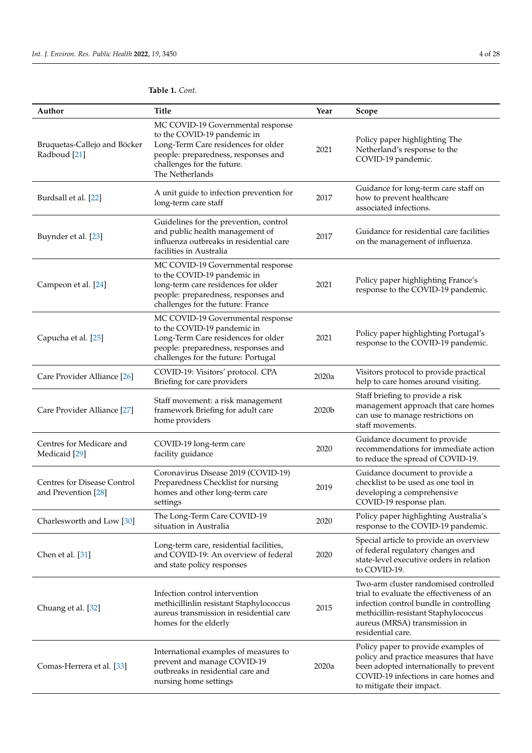**Table 1.** *Cont.*

| Author | Title | Year | Scope |
|---|---|---|---|
| Bruquetas-Callejo and Böcker Radboud [21] | MC COVID-19 Governmental response to the COVID-19 pandemic in Long-Term Care residences for older people: preparedness, responses and challenges for the future. The Netherlands | 2021 | Policy paper highlighting The Netherland's response to the COVID-19 pandemic. |
| Burdsall et al. [22] | A unit guide to infection prevention for long-term care staff | 2017 | Guidance for long-term care staff on how to prevent healthcare associated infections. |
| Buynder et al. [23] | Guidelines for the prevention, control and public health management of influenza outbreaks in residential care facilities in Australia | 2017 | Guidance for residential care facilities on the management of influenza. |
| Campeon et al. [24] | MC COVID-19 Governmental response to the COVID-19 pandemic in long-term care residences for older people: preparedness, responses and challenges for the future: France | 2021 | Policy paper highlighting France's response to the COVID-19 pandemic. |
| Capucha et al. [25] | MC COVID-19 Governmental response to the COVID-19 pandemic in Long-Term Care residences for older people: preparedness, responses and challenges for the future: Portugal | 2021 | Policy paper highlighting Portugal's response to the COVID-19 pandemic. |
| Care Provider Alliance [26] | COVID-19: Visitors' protocol. CPA Briefing for care providers | 2020a | Visitors protocol to provide practical help to care homes around visiting. |
| Care Provider Alliance [27] | Staff movement: a risk management framework Briefing for adult care home providers | 2020b | Staff briefing to provide a risk management approach that care homes can use to manage restrictions on staff movements. |
| Centres for Medicare and Medicaid [29] | COVID-19 long-term care facility guidance | 2020 | Guidance document to provide recommendations for immediate action to reduce the spread of COVID-19. |
| Centres for Disease Control and Prevention [28] | Coronavirus Disease 2019 (COVID-19) Preparedness Checklist for nursing homes and other long-term care settings | 2019 | Guidance document to provide a checklist to be used as one tool in developing a comprehensive COVID-19 response plan. |
| Charlesworth and Low [30] | The Long-Term Care COVID-19 situation in Australia | 2020 | Policy paper highlighting Australia's response to the COVID-19 pandemic. |
| Chen et al. [31] | Long-term care, residential facilities, and COVID-19: An overview of federal and state policy responses | 2020 | Special article to provide an overview of federal regulatory changes and state-level executive orders in relation to COVID-19. |
| Chuang et al. [32] | Infection control intervention methicillinlin resistant Staphylococcus aureus transmission in residential care homes for the elderly | 2015 | Two-arm cluster randomised controlled trial to evaluate the effectiveness of an infection control bundle in controlling methicillin-resistant Staphylococcus aureus (MRSA) transmission in residential care. |
| Comas-Herrera et al. [33] | International examples of measures to prevent and manage COVID-19 outbreaks in residential care and nursing home settings | 2020a | Policy paper to provide examples of policy and practice measures that have been adopted internationally to prevent COVID-19 infections in care homes and to mitigate their impact. |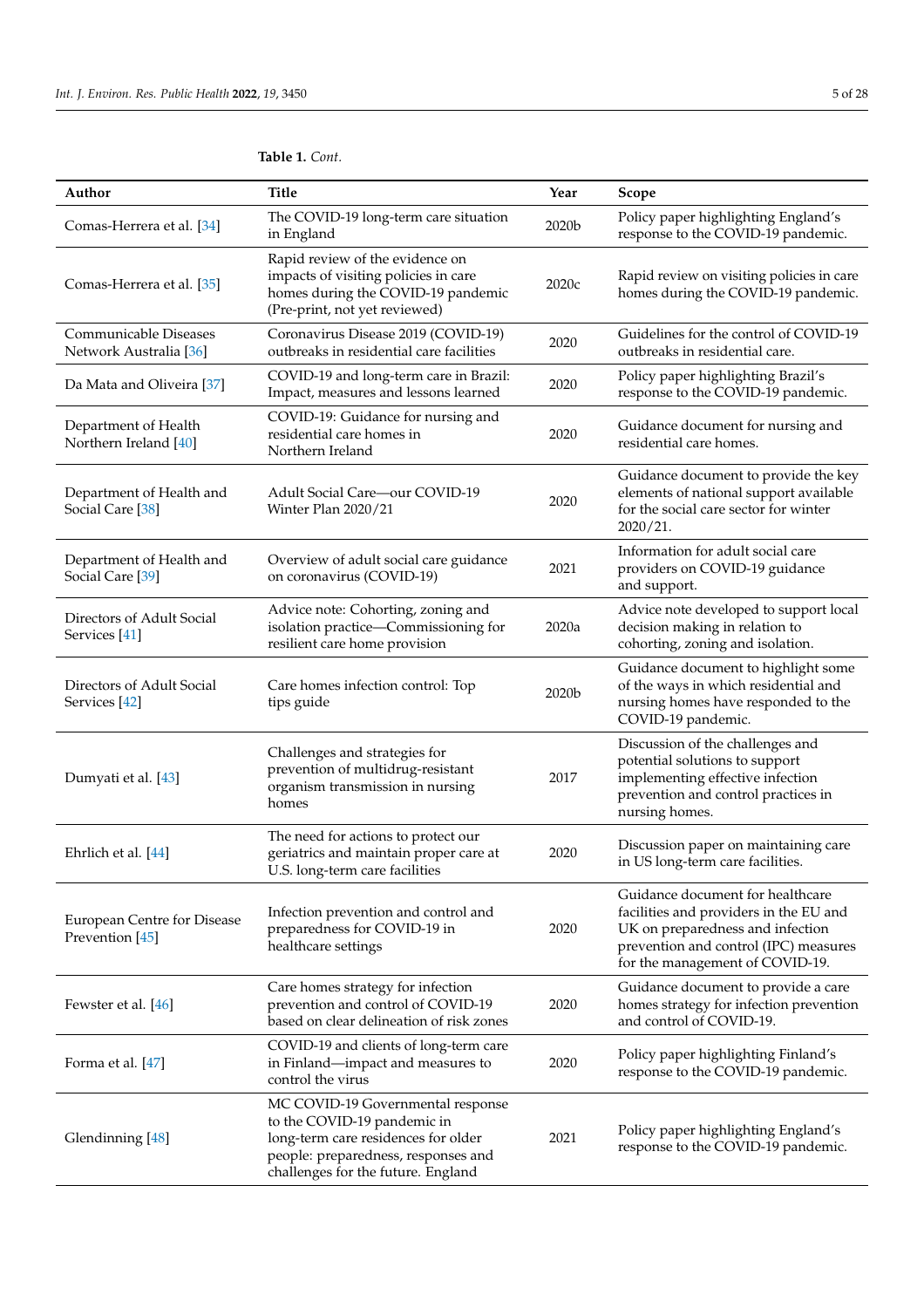**Table 1.** *Cont.*

| Author | Title | Year | Scope |
|---|---|---|---|
| Comas-Herrera et al. [34] | The COVID-19 long-term care situation in England | 2020b | Policy paper highlighting England's response to the COVID-19 pandemic. |
| Comas-Herrera et al. [35] | Rapid review of the evidence on impacts of visiting policies in care homes during the COVID-19 pandemic (Pre-print, not yet reviewed) | 2020c | Rapid review on visiting policies in care homes during the COVID-19 pandemic. |
| Communicable Diseases Network Australia [36] | Coronavirus Disease 2019 (COVID-19) outbreaks in residential care facilities | 2020 | Guidelines for the control of COVID-19 outbreaks in residential care. |
| Da Mata and Oliveira [37] | COVID-19 and long-term care in Brazil: Impact, measures and lessons learned | 2020 | Policy paper highlighting Brazil's response to the COVID-19 pandemic. |
| Department of Health Northern Ireland [40] | COVID-19: Guidance for nursing and residential care homes in Northern Ireland | 2020 | Guidance document for nursing and residential care homes. |
| Department of Health and Social Care [38] | Adult Social Care—our COVID-19 Winter Plan 2020/21 | 2020 | Guidance document to provide the key elements of national support available for the social care sector for winter 2020/21. |
| Department of Health and Social Care [39] | Overview of adult social care guidance on coronavirus (COVID-19) | 2021 | Information for adult social care providers on COVID-19 guidance and support. |
| Directors of Adult Social Services [41] | Advice note: Cohorting, zoning and isolation practice—Commissioning for resilient care home provision | 2020a | Advice note developed to support local decision making in relation to cohorting, zoning and isolation. |
| Directors of Adult Social Services [42] | Care homes infection control: Top tips guide | 2020b | Guidance document to highlight some of the ways in which residential and nursing homes have responded to the COVID-19 pandemic. |
| Dumyati et al. [43] | Challenges and strategies for prevention of multidrug-resistant organism transmission in nursing homes | 2017 | Discussion of the challenges and potential solutions to support implementing effective infection prevention and control practices in nursing homes. |
| Ehrlich et al. [44] | The need for actions to protect our geriatrics and maintain proper care at U.S. long-term care facilities | 2020 | Discussion paper on maintaining care in US long-term care facilities. |
| European Centre for Disease Prevention [45] | Infection prevention and control and preparedness for COVID-19 in healthcare settings | 2020 | Guidance document for healthcare facilities and providers in the EU and UK on preparedness and infection prevention and control (IPC) measures for the management of COVID-19. |
| Fewster et al. [46] | Care homes strategy for infection prevention and control of COVID-19 based on clear delineation of risk zones | 2020 | Guidance document to provide a care homes strategy for infection prevention and control of COVID-19. |
| Forma et al. [47] | COVID-19 and clients of long-term care in Finland—impact and measures to control the virus | 2020 | Policy paper highlighting Finland's response to the COVID-19 pandemic. |
| Glendinning [48] | MC COVID-19 Governmental response to the COVID-19 pandemic in long-term care residences for older people: preparedness, responses and challenges for the future. England | 2021 | Policy paper highlighting England's response to the COVID-19 pandemic. |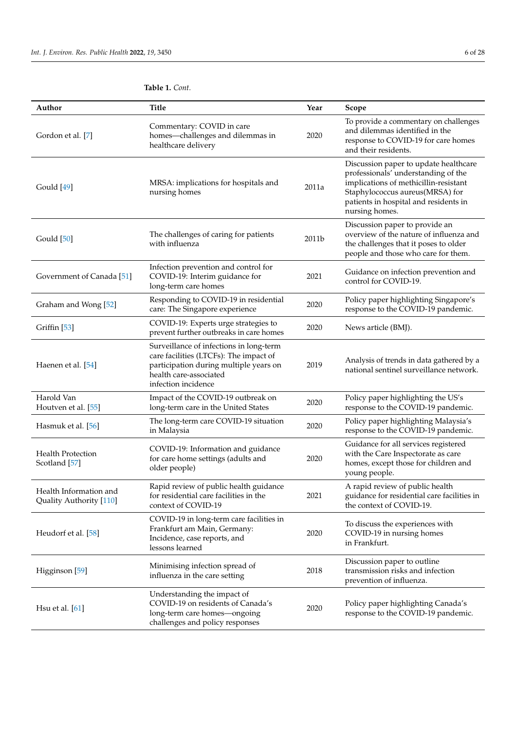**Table 1.** *Cont.*

| Author | Title | Year | Scope |
|---|---|---|---|
| Gordon et al. [7] | Commentary: COVID in care homes—challenges and dilemmas in healthcare delivery | 2020 | To provide a commentary on challenges and dilemmas identified in the response to COVID-19 for care homes and their residents. |
| Gould [49] | MRSA: implications for hospitals and nursing homes | 2011a | Discussion paper to update healthcare professionals' understanding of the implications of methicillin-resistant Staphylococcus aureus(MRSA) for patients in hospital and residents in nursing homes. |
| Gould [50] | The challenges of caring for patients with influenza | 2011b | Discussion paper to provide an overview of the nature of influenza and the challenges that it poses to older people and those who care for them. |
| Government of Canada [51] | Infection prevention and control for COVID-19: Interim guidance for long-term care homes | 2021 | Guidance on infection prevention and control for COVID-19. |
| Graham and Wong [52] | Responding to COVID-19 in residential care: The Singapore experience | 2020 | Policy paper highlighting Singapore's response to the COVID-19 pandemic. |
| Griffin [53] | COVID-19: Experts urge strategies to prevent further outbreaks in care homes | 2020 | News article (BMJ). |
| Haenen et al. [54] | Surveillance of infections in long-term care facilities (LTCFs): The impact of participation during multiple years on health care-associated infection incidence | 2019 | Analysis of trends in data gathered by a national sentinel surveillance network. |
| Harold Van Houtven et al. [55] | Impact of the COVID-19 outbreak on long-term care in the United States | 2020 | Policy paper highlighting the US's response to the COVID-19 pandemic. |
| Hasmuk et al. [56] | The long-term care COVID-19 situation in Malaysia | 2020 | Policy paper highlighting Malaysia's response to the COVID-19 pandemic. |
| Health Protection Scotland [57] | COVID-19: Information and guidance for care home settings (adults and older people) | 2020 | Guidance for all services registered with the Care Inspectorate as care homes, except those for children and young people. |
| Health Information and Quality Authority [110] | Rapid review of public health guidance for residential care facilities in the context of COVID-19 | 2021 | A rapid review of public health guidance for residential care facilities in the context of COVID-19. |
| Heudorf et al. [58] | COVID-19 in long-term care facilities in Frankfurt am Main, Germany: Incidence, case reports, and lessons learned | 2020 | To discuss the experiences with COVID-19 in nursing homes in Frankfurt. |
| Higginson [59] | Minimising infection spread of influenza in the care setting | 2018 | Discussion paper to outline transmission risks and infection prevention of influenza. |
| Hsu et al. [61] | Understanding the impact of COVID-19 on residents of Canada's long-term care homes—ongoing challenges and policy responses | 2020 | Policy paper highlighting Canada's response to the COVID-19 pandemic. |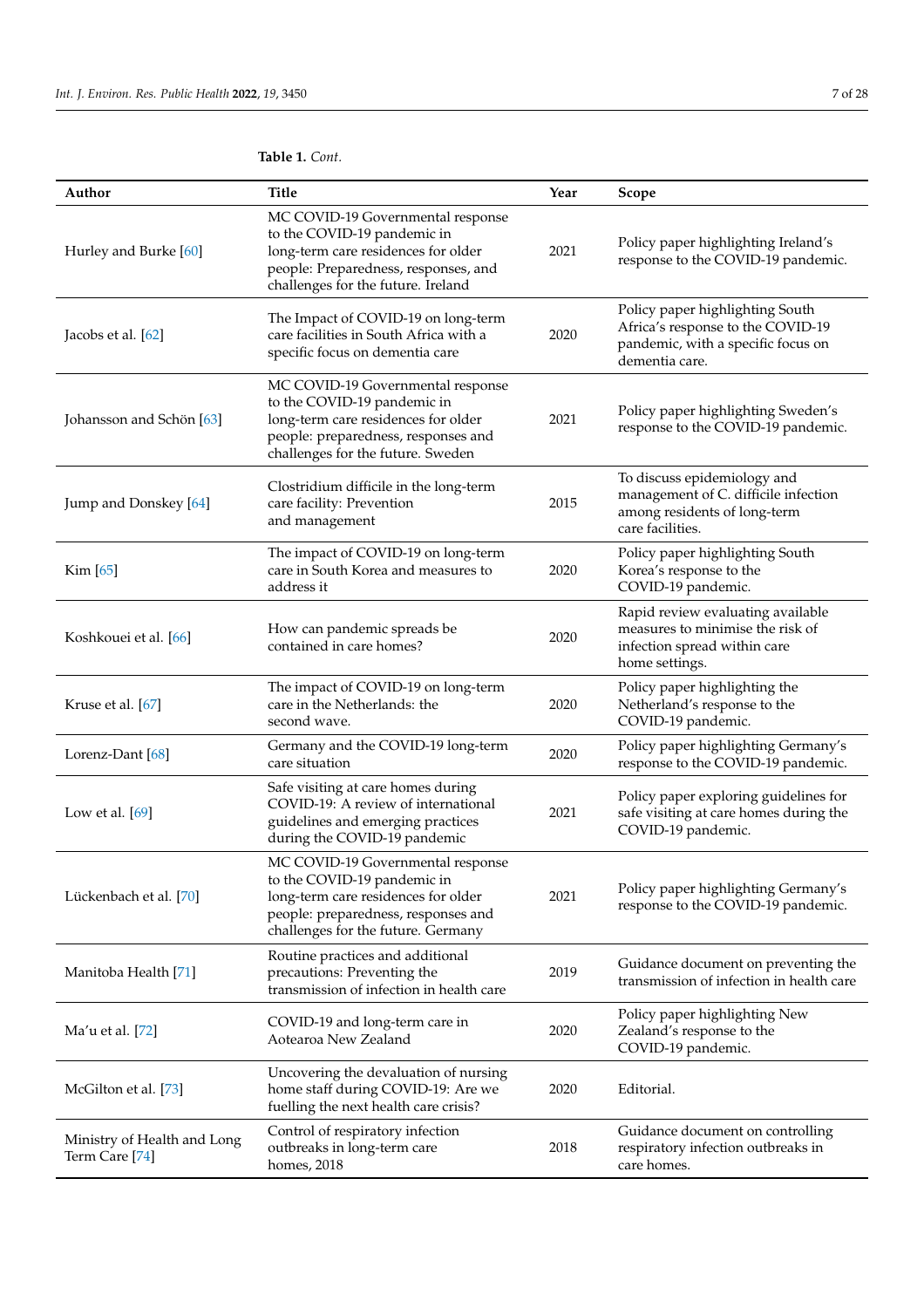**Table 1.** *Cont.*

| Author | Title | Year | Scope |
| --- | --- | --- | --- |
| Hurley and Burke [60] | MC COVID-19 Governmental response to the COVID-19 pandemic in long-term care residences for older people: Preparedness, responses, and challenges for the future. Ireland | 2021 | Policy paper highlighting Ireland's response to the COVID-19 pandemic. |
| Jacobs et al. [62] | The Impact of COVID-19 on long-term care facilities in South Africa with a specific focus on dementia care | 2020 | Policy paper highlighting South Africa's response to the COVID-19 pandemic, with a specific focus on dementia care. |
| Johansson and Schön [63] | MC COVID-19 Governmental response to the COVID-19 pandemic in long-term care residences for older people: preparedness, responses and challenges for the future. Sweden | 2021 | Policy paper highlighting Sweden's response to the COVID-19 pandemic. |
| Jump and Donskey [64] | Clostridium difficile in the long-term care facility: Prevention and management | 2015 | To discuss epidemiology and management of C. difficile infection among residents of long-term care facilities. |
| Kim [65] | The impact of COVID-19 on long-term care in South Korea and measures to address it | 2020 | Policy paper highlighting South Korea's response to the COVID-19 pandemic. |
| Koshkouei et al. [66] | How can pandemic spreads be contained in care homes? | 2020 | Rapid review evaluating available measures to minimise the risk of infection spread within care home settings. |
| Kruse et al. [67] | The impact of COVID-19 on long-term care in the Netherlands: the second wave. | 2020 | Policy paper highlighting the Netherland's response to the COVID-19 pandemic. |
| Lorenz-Dant [68] | Germany and the COVID-19 long-term care situation | 2020 | Policy paper highlighting Germany's response to the COVID-19 pandemic. |
| Low et al. [69] | Safe visiting at care homes during COVID-19: A review of international guidelines and emerging practices during the COVID-19 pandemic | 2021 | Policy paper exploring guidelines for safe visiting at care homes during the COVID-19 pandemic. |
| Lückenbach et al. [70] | MC COVID-19 Governmental response to the COVID-19 pandemic in long-term care residences for older people: preparedness, responses and challenges for the future. Germany | 2021 | Policy paper highlighting Germany's response to the COVID-19 pandemic. |
| Manitoba Health [71] | Routine practices and additional precautions: Preventing the transmission of infection in health care | 2019 | Guidance document on preventing the transmission of infection in health care |
| Ma'u et al. [72] | COVID-19 and long-term care in Aotearoa New Zealand | 2020 | Policy paper highlighting New Zealand's response to the COVID-19 pandemic. |
| McGilton et al. [73] | Uncovering the devaluation of nursing home staff during COVID-19: Are we fuelling the next health care crisis? | 2020 | Editorial. |
| Ministry of Health and Long Term Care [74] | Control of respiratory infection outbreaks in long-term care homes, 2018 | 2018 | Guidance document on controlling respiratory infection outbreaks in care homes. |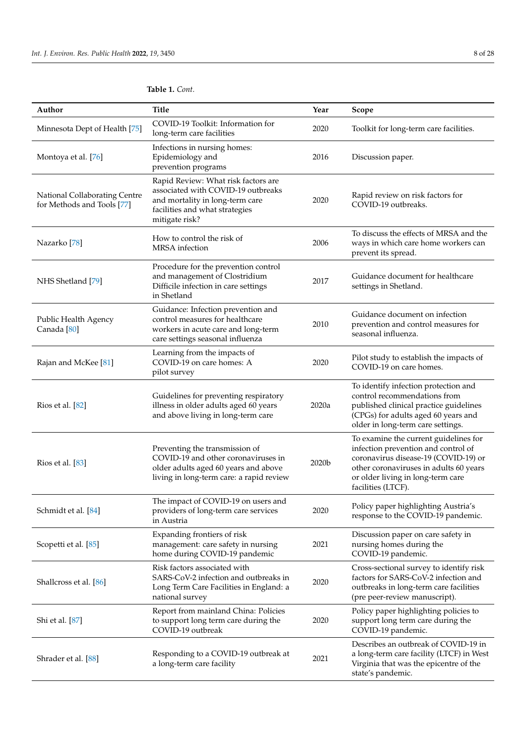**Table 1.** *Cont.*

| Author | Title | Year | Scope |
| --- | --- | --- | --- |
| Minnesota Dept of Health [75] | COVID-19 Toolkit: Information for long-term care facilities | 2020 | Toolkit for long-term care facilities. |
| Montoya et al. [76] | Infections in nursing homes: Epidemiology and prevention programs | 2016 | Discussion paper. |
| National Collaborating Centre for Methods and Tools [77] | Rapid Review: What risk factors are associated with COVID-19 outbreaks and mortality in long-term care facilities and what strategies mitigate risk? | 2020 | Rapid review on risk factors for COVID-19 outbreaks. |
| Nazarko [78] | How to control the risk of MRSA infection | 2006 | To discuss the effects of MRSA and the ways in which care home workers can prevent its spread. |
| NHS Shetland [79] | Procedure for the prevention control and management of Clostridium Difficile infection in care settings in Shetland | 2017 | Guidance document for healthcare settings in Shetland. |
| Public Health Agency Canada [80] | Guidance: Infection prevention and control measures for healthcare workers in acute care and long-term care settings seasonal influenza | 2010 | Guidance document on infection prevention and control measures for seasonal influenza. |
| Rajan and McKee [81] | Learning from the impacts of COVID-19 on care homes: A pilot survey | 2020 | Pilot study to establish the impacts of COVID-19 on care homes. |
| Rios et al. [82] | Guidelines for preventing respiratory illness in older adults aged 60 years and above living in long-term care | 2020a | To identify infection protection and control recommendations from published clinical practice guidelines (CPGs) for adults aged 60 years and older in long-term care settings. |
| Rios et al. [83] | Preventing the transmission of COVID-19 and other coronaviruses in older adults aged 60 years and above living in long-term care: a rapid review | 2020b | To examine the current guidelines for infection prevention and control of coronavirus disease-19 (COVID-19) or other coronaviruses in adults 60 years or older living in long-term care facilities (LTCF). |
| Schmidt et al. [84] | The impact of COVID-19 on users and providers of long-term care services in Austria | 2020 | Policy paper highlighting Austria's response to the COVID-19 pandemic. |
| Scopetti et al. [85] | Expanding frontiers of risk management: care safety in nursing home during COVID-19 pandemic | 2021 | Discussion paper on care safety in nursing homes during the COVID-19 pandemic. |
| Shallcross et al. [86] | Risk factors associated with SARS-CoV-2 infection and outbreaks in Long Term Care Facilities in England: a national survey | 2020 | Cross-sectional survey to identify risk factors for SARS-CoV-2 infection and outbreaks in long-term care facilities (pre peer-review manuscript). |
| Shi et al. [87] | Report from mainland China: Policies to support long term care during the COVID-19 outbreak | 2020 | Policy paper highlighting policies to support long term care during the COVID-19 pandemic. |
| Shrader et al. [88] | Responding to a COVID-19 outbreak at a long-term care facility | 2021 | Describes an outbreak of COVID-19 in a long-term care facility (LTCF) in West Virginia that was the epicentre of the state's pandemic. |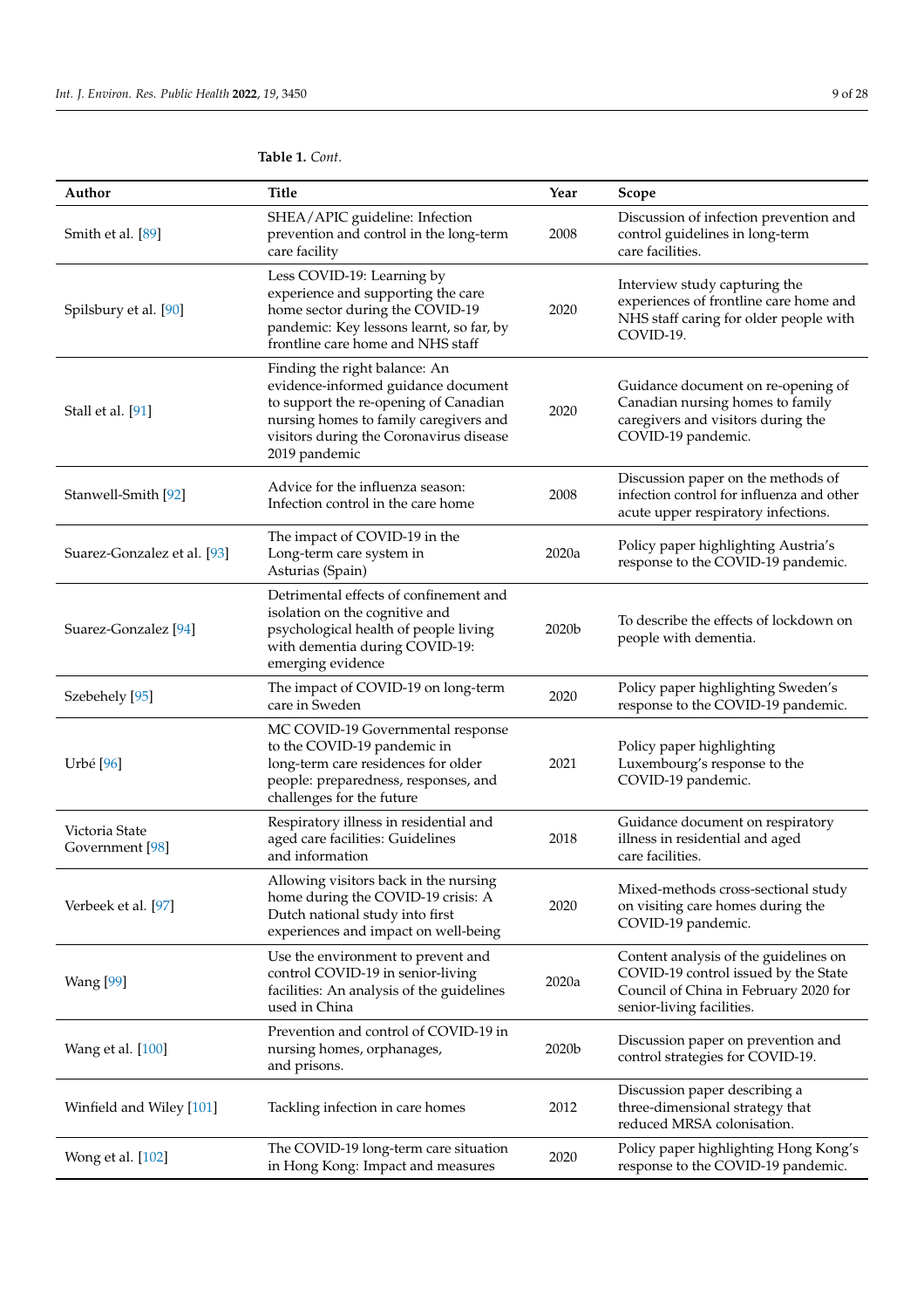**Table 1.** *Cont.*

| Author | Title | Year | Scope |
| --- | --- | --- | --- |
| Smith et al. [89] | SHEA/APIC guideline: Infection prevention and control in the long-term care facility | 2008 | Discussion of infection prevention and control guidelines in long-term care facilities. |
| Spilsbury et al. [90] | Less COVID-19: Learning by experience and supporting the care home sector during the COVID-19 pandemic: Key lessons learnt, so far, by frontline care home and NHS staff | 2020 | Interview study capturing the experiences of frontline care home and NHS staff caring for older people with COVID-19. |
| Stall et al. [91] | Finding the right balance: An evidence-informed guidance document to support the re-opening of Canadian nursing homes to family caregivers and visitors during the Coronavirus disease 2019 pandemic | 2020 | Guidance document on re-opening of Canadian nursing homes to family caregivers and visitors during the COVID-19 pandemic. |
| Stanwell-Smith [92] | Advice for the influenza season: Infection control in the care home | 2008 | Discussion paper on the methods of infection control for influenza and other acute upper respiratory infections. |
| Suarez-Gonzalez et al. [93] | The impact of COVID-19 in the Long-term care system in Asturias (Spain) | 2020a | Policy paper highlighting Austria's response to the COVID-19 pandemic. |
| Suarez-Gonzalez [94] | Detrimental effects of confinement and isolation on the cognitive and psychological health of people living with dementia during COVID-19: emerging evidence | 2020b | To describe the effects of lockdown on people with dementia. |
| Szebehely [95] | The impact of COVID-19 on long-term care in Sweden | 2020 | Policy paper highlighting Sweden's response to the COVID-19 pandemic. |
| Urbé [96] | MC COVID-19 Governmental response to the COVID-19 pandemic in long-term care residences for older people: preparedness, responses, and challenges for the future | 2021 | Policy paper highlighting Luxembourg's response to the COVID-19 pandemic. |
| Victoria State Government [98] | Respiratory illness in residential and aged care facilities: Guidelines and information | 2018 | Guidance document on respiratory illness in residential and aged care facilities. |
| Verbeek et al. [97] | Allowing visitors back in the nursing home during the COVID-19 crisis: A Dutch national study into first experiences and impact on well-being | 2020 | Mixed-methods cross-sectional study on visiting care homes during the COVID-19 pandemic. |
| Wang [99] | Use the environment to prevent and control COVID-19 in senior-living facilities: An analysis of the guidelines used in China | 2020a | Content analysis of the guidelines on COVID-19 control issued by the State Council of China in February 2020 for senior-living facilities. |
| Wang et al. [100] | Prevention and control of COVID-19 in nursing homes, orphanages, and prisons. | 2020b | Discussion paper on prevention and control strategies for COVID-19. |
| Winfield and Wiley [101] | Tackling infection in care homes | 2012 | Discussion paper describing a three-dimensional strategy that reduced MRSA colonisation. |
| Wong et al. [102] | The COVID-19 long-term care situation in Hong Kong: Impact and measures | 2020 | Policy paper highlighting Hong Kong's response to the COVID-19 pandemic. |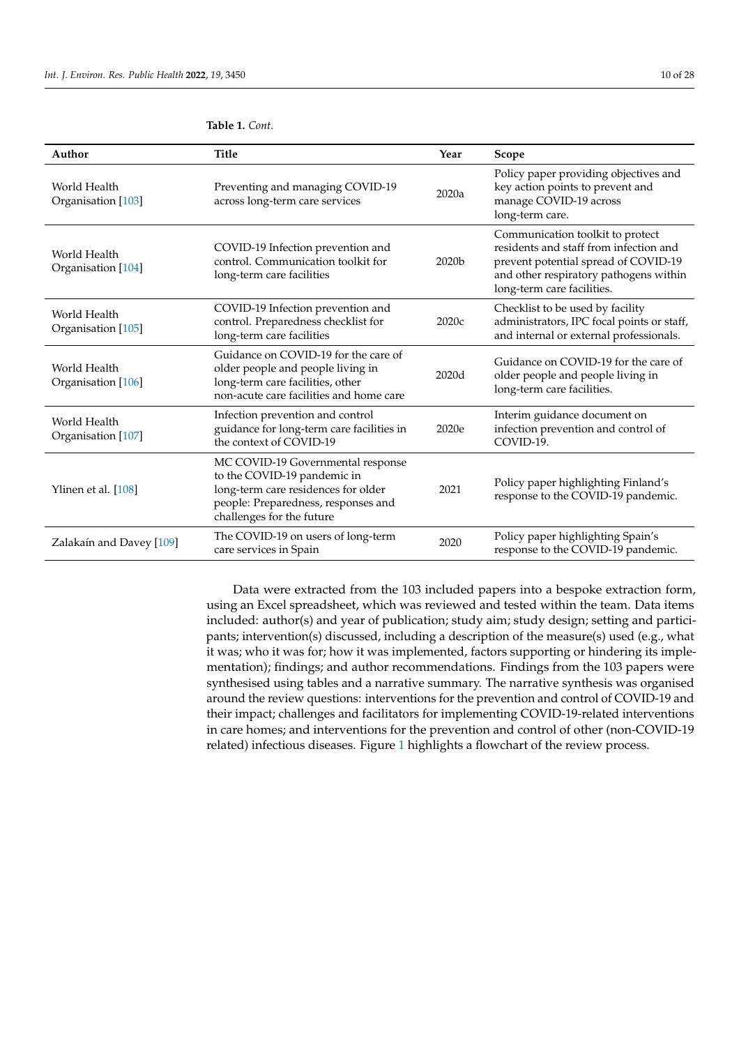Table 1. *Cont.*

| Author | Title | Year | Scope |
|---|---|---|---|
| World Health Organisation [103] | Preventing and managing COVID-19 across long-term care services | 2020a | Policy paper providing objectives and key action points to prevent and manage COVID-19 across long-term care. |
| World Health Organisation [104] | COVID-19 Infection prevention and control. Communication toolkit for long-term care facilities | 2020b | Communication toolkit to protect residents and staff from infection and prevent potential spread of COVID-19 and other respiratory pathogens within long-term care facilities. |
| World Health Organisation [105] | COVID-19 Infection prevention and control. Preparedness checklist for long-term care facilities | 2020c | Checklist to be used by facility administrators, IPC focal points or staff, and internal or external professionals. |
| World Health Organisation [106] | Guidance on COVID-19 for the care of older people and people living in long-term care facilities, other non-acute care facilities and home care | 2020d | Guidance on COVID-19 for the care of older people and people living in long-term care facilities. |
| World Health Organisation [107] | Infection prevention and control guidance for long-term care facilities in the context of COVID-19 | 2020e | Interim guidance document on infection prevention and control of COVID-19. |
| Ylinen et al. [108] | MC COVID-19 Governmental response to the COVID-19 pandemic in long-term care residences for older people: Preparedness, responses and challenges for the future | 2021 | Policy paper highlighting Finland's response to the COVID-19 pandemic. |
| Zalakaín and Davey [109] | The COVID-19 on users of long-term care services in Spain | 2020 | Policy paper highlighting Spain's response to the COVID-19 pandemic. |

Data were extracted from the 103 included papers into a bespoke extraction form, using an Excel spreadsheet, which was reviewed and tested within the team. Data items included: author(s) and year of publication; study aim; study design; setting and participants; intervention(s) discussed, including a description of the measure(s) used (e.g., what it was; who it was for; how it was implemented, factors supporting or hindering its implementation); findings; and author recommendations. Findings from the 103 papers were synthesised using tables and a narrative summary. The narrative synthesis was organised around the review questions: interventions for the prevention and control of COVID-19 and their impact; challenges and facilitators for implementing COVID-19-related interventions in care homes; and interventions for the prevention and control of other (non-COVID-19 related) infectious diseases. Figure 1 highlights a flowchart of the review process.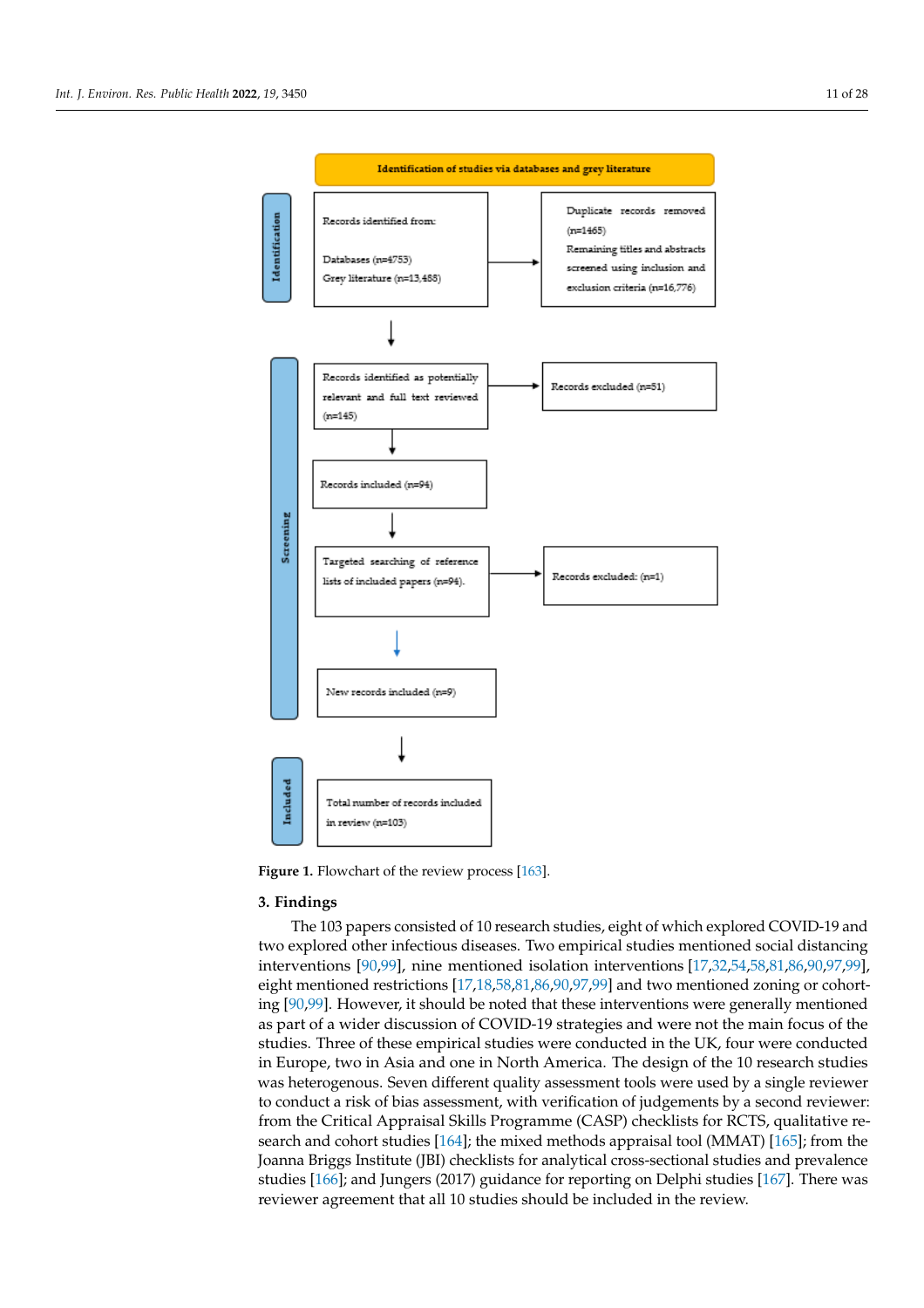**Identification of studies via databases and grey literature**

**Identification**

Records identified from:

Databases (n=4753)
Grey literature (n=13,488)

→ Duplicate records removed (n=1465)
Remaining titles and abstracts screened using inclusion and exclusion criteria (n=16,776)

**Screening**

Records identified as potentially relevant and full text reviewed (n=145)

→ Records excluded (n=51)

Records included (n=94)

Targeted searching of reference lists of included papers (n=94).

→ Records excluded: (n=1)

New records included (n=9)

**Included**

Total number of records included in review (n=103)

**Figure 1.** Flowchart of the review process [163].

## 3. Findings

The 103 papers consisted of 10 research studies, eight of which explored COVID-19 and two explored other infectious diseases. Two empirical studies mentioned social distancing interventions [90,99], nine mentioned isolation interventions [17,32,54,58,81,86,90,97,99], eight mentioned restrictions [17,18,58,81,86,90,97,99] and two mentioned zoning or cohorting [90,99]. However, it should be noted that these interventions were generally mentioned as part of a wider discussion of COVID-19 strategies and were not the main focus of the studies. Three of these empirical studies were conducted in the UK, four were conducted in Europe, two in Asia and one in North America. The design of the 10 research studies was heterogenous. Seven different quality assessment tools were used by a single reviewer to conduct a risk of bias assessment, with verification of judgements by a second reviewer: from the Critical Appraisal Skills Programme (CASP) checklists for RCTS, qualitative research and cohort studies [164]; the mixed methods appraisal tool (MMAT) [165]; from the Joanna Briggs Institute (JBI) checklists for analytical cross-sectional studies and prevalence studies [166]; and Jungers (2017) guidance for reporting on Delphi studies [167]. There was reviewer agreement that all 10 studies should be included in the review.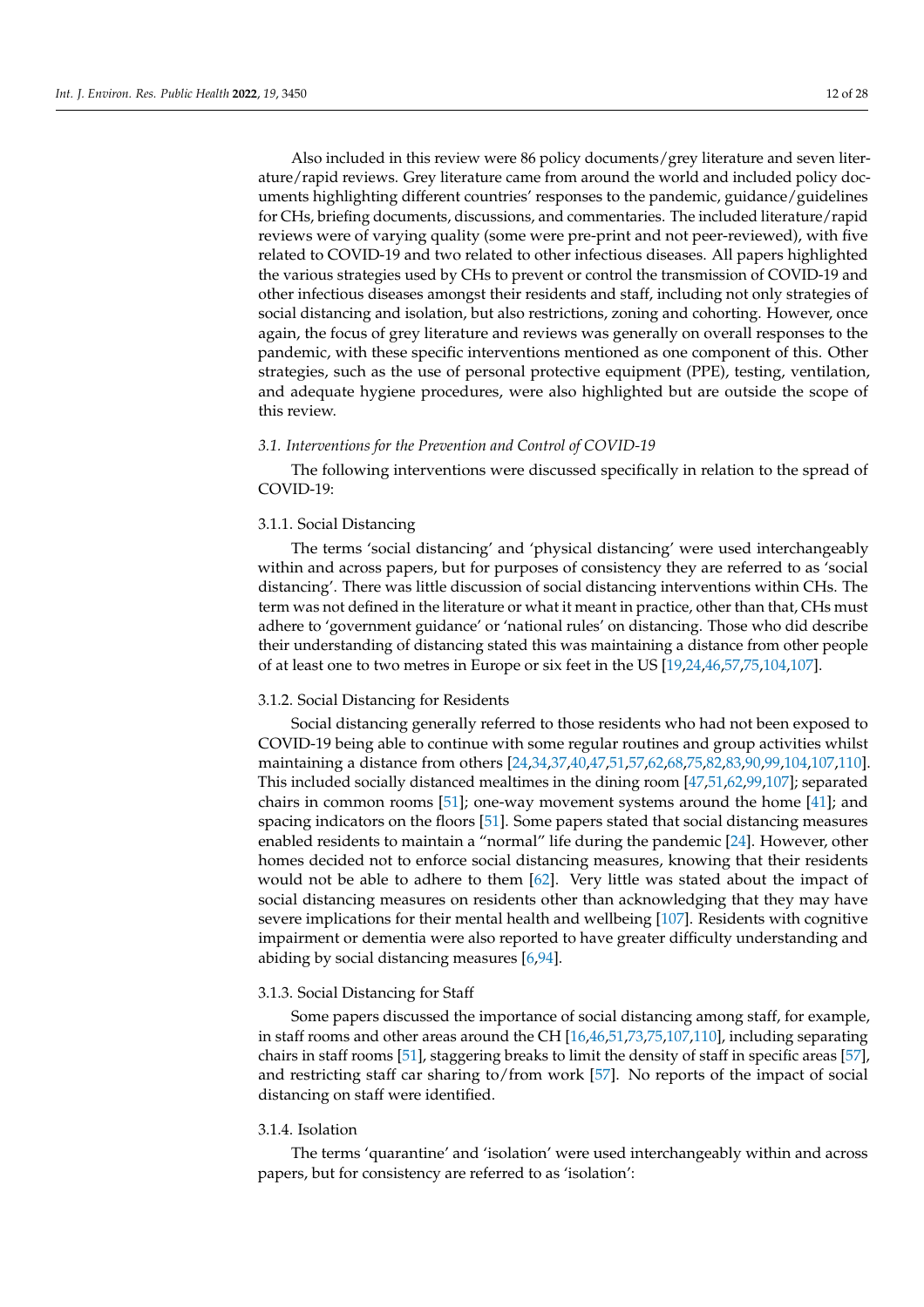Also included in this review were 86 policy documents/grey literature and seven literature/rapid reviews. Grey literature came from around the world and included policy documents highlighting different countries' responses to the pandemic, guidance/guidelines for CHs, briefing documents, discussions, and commentaries. The included literature/rapid reviews were of varying quality (some were pre-print and not peer-reviewed), with five related to COVID-19 and two related to other infectious diseases. All papers highlighted the various strategies used by CHs to prevent or control the transmission of COVID-19 and other infectious diseases amongst their residents and staff, including not only strategies of social distancing and isolation, but also restrictions, zoning and cohorting. However, once again, the focus of grey literature and reviews was generally on overall responses to the pandemic, with these specific interventions mentioned as one component of this. Other strategies, such as the use of personal protective equipment (PPE), testing, ventilation, and adequate hygiene procedures, were also highlighted but are outside the scope of this review.

### *3.1. Interventions for the Prevention and Control of COVID-19*

The following interventions were discussed specifically in relation to the spread of COVID-19:

#### 3.1.1. Social Distancing

The terms 'social distancing' and 'physical distancing' were used interchangeably within and across papers, but for purposes of consistency they are referred to as 'social distancing'. There was little discussion of social distancing interventions within CHs. The term was not defined in the literature or what it meant in practice, other than that, CHs must adhere to 'government guidance' or 'national rules' on distancing. Those who did describe their understanding of distancing stated this was maintaining a distance from other people of at least one to two metres in Europe or six feet in the US [19,24,46,57,75,104,107].

#### 3.1.2. Social Distancing for Residents

Social distancing generally referred to those residents who had not been exposed to COVID-19 being able to continue with some regular routines and group activities whilst maintaining a distance from others [24,34,37,40,47,51,57,62,68,75,82,83,90,99,104,107,110]. This included socially distanced mealtimes in the dining room [47,51,62,99,107]; separated chairs in common rooms [51]; one-way movement systems around the home [41]; and spacing indicators on the floors [51]. Some papers stated that social distancing measures enabled residents to maintain a "normal" life during the pandemic [24]. However, other homes decided not to enforce social distancing measures, knowing that their residents would not be able to adhere to them [62]. Very little was stated about the impact of social distancing measures on residents other than acknowledging that they may have severe implications for their mental health and wellbeing [107]. Residents with cognitive impairment or dementia were also reported to have greater difficulty understanding and abiding by social distancing measures [6,94].

#### 3.1.3. Social Distancing for Staff

Some papers discussed the importance of social distancing among staff, for example, in staff rooms and other areas around the CH [16,46,51,73,75,107,110], including separating chairs in staff rooms [51], staggering breaks to limit the density of staff in specific areas [57], and restricting staff car sharing to/from work [57]. No reports of the impact of social distancing on staff were identified.

#### 3.1.4. Isolation

The terms 'quarantine' and 'isolation' were used interchangeably within and across papers, but for consistency are referred to as 'isolation':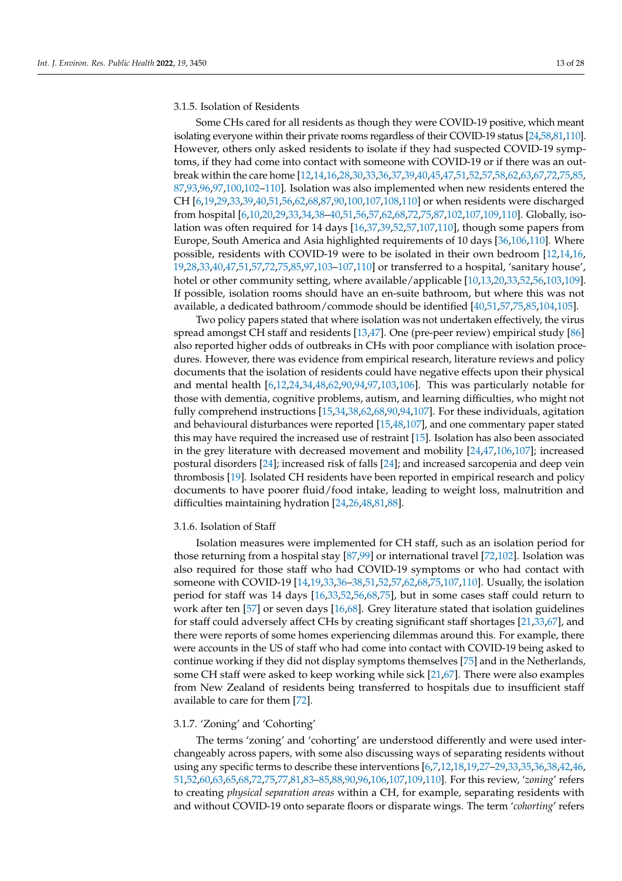### 3.1.5. Isolation of Residents

Some CHs cared for all residents as though they were COVID-19 positive, which meant isolating everyone within their private rooms regardless of their COVID-19 status [24,58,81,110]. However, others only asked residents to isolate if they had suspected COVID-19 symptoms, if they had come into contact with someone with COVID-19 or if there was an outbreak within the care home [12,14,16,28,30,33,36,37,39,40,45,47,51,52,57,58,62,63,67,72,75,85,87,93,96,97,100,102–110]. Isolation was also implemented when new residents entered the CH [6,19,29,33,39,40,51,56,62,68,87,90,100,107,108,110] or when residents were discharged from hospital [6,10,20,29,33,34,38–40,51,56,57,62,68,72,75,87,102,107,109,110]. Globally, isolation was often required for 14 days [16,37,39,52,57,107,110], though some papers from Europe, South America and Asia highlighted requirements of 10 days [36,106,110]. Where possible, residents with COVID-19 were to be isolated in their own bedroom [12,14,16,19,28,33,40,47,51,57,72,75,85,97,103–107,110] or transferred to a hospital, 'sanitary house', hotel or other community setting, where available/applicable [10,13,20,33,52,56,103,109]. If possible, isolation rooms should have an en-suite bathroom, but where this was not available, a dedicated bathroom/commode should be identified [40,51,57,75,85,104,105].

Two policy papers stated that where isolation was not undertaken effectively, the virus spread amongst CH staff and residents [13,47]. One (pre-peer review) empirical study [86] also reported higher odds of outbreaks in CHs with poor compliance with isolation procedures. However, there was evidence from empirical research, literature reviews and policy documents that the isolation of residents could have negative effects upon their physical and mental health [6,12,24,34,48,62,90,94,97,103,106]. This was particularly notable for those with dementia, cognitive problems, autism, and learning difficulties, who might not fully comprehend instructions [15,34,38,62,68,90,94,107]. For these individuals, agitation and behavioural disturbances were reported [15,48,107], and one commentary paper stated this may have required the increased use of restraint [15]. Isolation has also been associated in the grey literature with decreased movement and mobility [24,47,106,107]; increased postural disorders [24]; increased risk of falls [24]; and increased sarcopenia and deep vein thrombosis [19]. Isolated CH residents have been reported in empirical research and policy documents to have poorer fluid/food intake, leading to weight loss, malnutrition and difficulties maintaining hydration [24,26,48,81,88].

### 3.1.6. Isolation of Staff

Isolation measures were implemented for CH staff, such as an isolation period for those returning from a hospital stay [87,99] or international travel [72,102]. Isolation was also required for those staff who had COVID-19 symptoms or who had contact with someone with COVID-19 [14,19,33,36–38,51,52,57,62,68,75,107,110]. Usually, the isolation period for staff was 14 days [16,33,52,56,68,75], but in some cases staff could return to work after ten [57] or seven days [16,68]. Grey literature stated that isolation guidelines for staff could adversely affect CHs by creating significant staff shortages [21,33,67], and there were reports of some homes experiencing dilemmas around this. For example, there were accounts in the US of staff who had come into contact with COVID-19 being asked to continue working if they did not display symptoms themselves [75] and in the Netherlands, some CH staff were asked to keep working while sick [21,67]. There were also examples from New Zealand of residents being transferred to hospitals due to insufficient staff available to care for them [72].

### 3.1.7. 'Zoning' and 'Cohorting'

The terms 'zoning' and 'cohorting' are understood differently and were used interchangeably across papers, with some also discussing ways of separating residents without using any specific terms to describe these interventions [6,7,12,18,19,27–29,33,35,36,38,42,46,51,52,60,63,65,68,72,75,77,81,83–85,88,90,96,106,107,109,110]. For this review, '*zoning*' refers to creating *physical separation areas* within a CH, for example, separating residents with and without COVID-19 onto separate floors or disparate wings. The term '*cohorting*' refers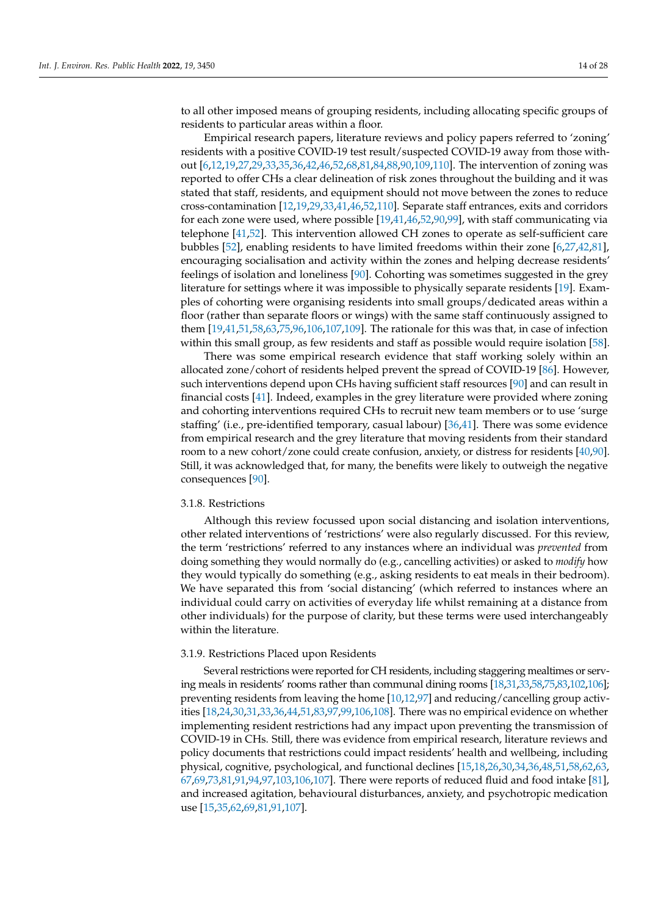to all other imposed means of grouping residents, including allocating specific groups of residents to particular areas within a floor.

Empirical research papers, literature reviews and policy papers referred to 'zoning' residents with a positive COVID-19 test result/suspected COVID-19 away from those without [6,12,19,27,29,33,35,36,42,46,52,68,81,84,88,90,109,110]. The intervention of zoning was reported to offer CHs a clear delineation of risk zones throughout the building and it was stated that staff, residents, and equipment should not move between the zones to reduce cross-contamination [12,19,29,33,41,46,52,110]. Separate staff entrances, exits and corridors for each zone were used, where possible [19,41,46,52,90,99], with staff communicating via telephone [41,52]. This intervention allowed CH zones to operate as self-sufficient care bubbles [52], enabling residents to have limited freedoms within their zone [6,27,42,81], encouraging socialisation and activity within the zones and helping decrease residents' feelings of isolation and loneliness [90]. Cohorting was sometimes suggested in the grey literature for settings where it was impossible to physically separate residents [19]. Examples of cohorting were organising residents into small groups/dedicated areas within a floor (rather than separate floors or wings) with the same staff continuously assigned to them [19,41,51,58,63,75,96,106,107,109]. The rationale for this was that, in case of infection within this small group, as few residents and staff as possible would require isolation [58].

There was some empirical research evidence that staff working solely within an allocated zone/cohort of residents helped prevent the spread of COVID-19 [86]. However, such interventions depend upon CHs having sufficient staff resources [90] and can result in financial costs [41]. Indeed, examples in the grey literature were provided where zoning and cohorting interventions required CHs to recruit new team members or to use 'surge staffing' (i.e., pre-identified temporary, casual labour) [36,41]. There was some evidence from empirical research and the grey literature that moving residents from their standard room to a new cohort/zone could create confusion, anxiety, or distress for residents [40,90]. Still, it was acknowledged that, for many, the benefits were likely to outweigh the negative consequences [90].

### 3.1.8. Restrictions

Although this review focussed upon social distancing and isolation interventions, other related interventions of 'restrictions' were also regularly discussed. For this review, the term 'restrictions' referred to any instances where an individual was *prevented* from doing something they would normally do (e.g., cancelling activities) or asked to *modify* how they would typically do something (e.g., asking residents to eat meals in their bedroom). We have separated this from 'social distancing' (which referred to instances where an individual could carry on activities of everyday life whilst remaining at a distance from other individuals) for the purpose of clarity, but these terms were used interchangeably within the literature.

### 3.1.9. Restrictions Placed upon Residents

Several restrictions were reported for CH residents, including staggering mealtimes or serving meals in residents' rooms rather than communal dining rooms [18,31,33,58,75,83,102,106]; preventing residents from leaving the home [10,12,97] and reducing/cancelling group activities [18,24,30,31,33,36,44,51,83,97,99,106,108]. There was no empirical evidence on whether implementing resident restrictions had any impact upon preventing the transmission of COVID-19 in CHs. Still, there was evidence from empirical research, literature reviews and policy documents that restrictions could impact residents' health and wellbeing, including physical, cognitive, psychological, and functional declines [15,18,26,30,34,36,48,51,58,62,63,67,69,73,81,91,94,97,103,106,107]. There were reports of reduced fluid and food intake [81], and increased agitation, behavioural disturbances, anxiety, and psychotropic medication use [15,35,62,69,81,91,107].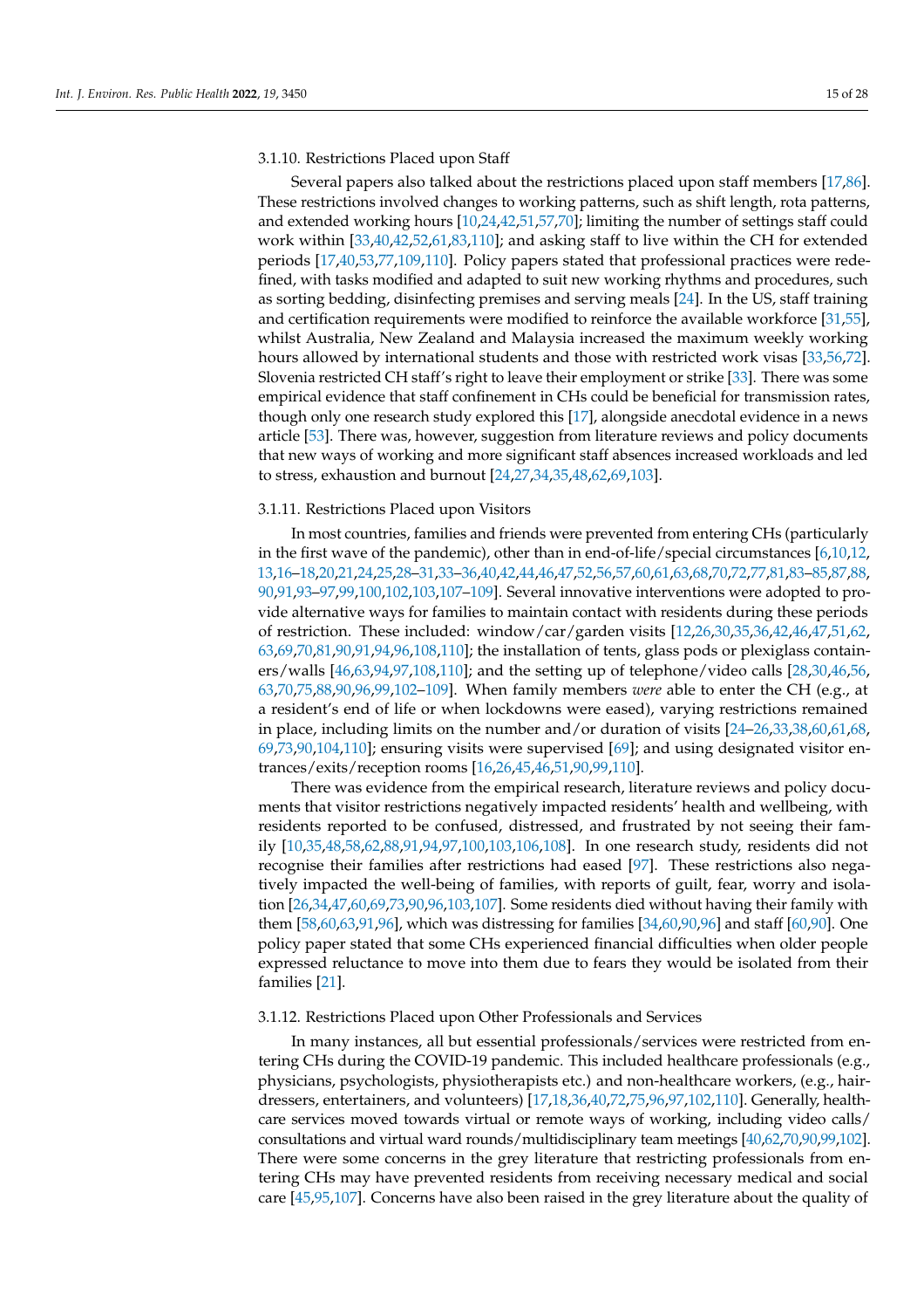#### 3.1.10. Restrictions Placed upon Staff

Several papers also talked about the restrictions placed upon staff members [17,86]. These restrictions involved changes to working patterns, such as shift length, rota patterns, and extended working hours [10,24,42,51,57,70]; limiting the number of settings staff could work within [33,40,42,52,61,83,110]; and asking staff to live within the CH for extended periods [17,40,53,77,109,110]. Policy papers stated that professional practices were redefined, with tasks modified and adapted to suit new working rhythms and procedures, such as sorting bedding, disinfecting premises and serving meals [24]. In the US, staff training and certification requirements were modified to reinforce the available workforce [31,55], whilst Australia, New Zealand and Malaysia increased the maximum weekly working hours allowed by international students and those with restricted work visas [33,56,72]. Slovenia restricted CH staff's right to leave their employment or strike [33]. There was some empirical evidence that staff confinement in CHs could be beneficial for transmission rates, though only one research study explored this [17], alongside anecdotal evidence in a news article [53]. There was, however, suggestion from literature reviews and policy documents that new ways of working and more significant staff absences increased workloads and led to stress, exhaustion and burnout [24,27,34,35,48,62,69,103].

#### 3.1.11. Restrictions Placed upon Visitors

In most countries, families and friends were prevented from entering CHs (particularly in the first wave of the pandemic), other than in end-of-life/special circumstances [6,10,12,13,16–18,20,21,24,25,28–31,33–36,40,42,44,46,47,52,56,57,60,61,63,68,70,72,77,81,83–85,87,88,90,91,93–97,99,100,102,103,107–109]. Several innovative interventions were adopted to provide alternative ways for families to maintain contact with residents during these periods of restriction. These included: window/car/garden visits [12,26,30,35,36,42,46,47,51,62,63,69,70,81,90,91,94,96,108,110]; the installation of tents, glass pods or plexiglass containers/walls [46,63,94,97,108,110]; and the setting up of telephone/video calls [28,30,46,56,63,70,75,88,90,96,99,102–109]. When family members *were* able to enter the CH (e.g., at a resident's end of life or when lockdowns were eased), varying restrictions remained in place, including limits on the number and/or duration of visits [24–26,33,38,60,61,68,69,73,90,104,110]; ensuring visits were supervised [69]; and using designated visitor entrances/exits/reception rooms [16,26,45,46,51,90,99,110].

There was evidence from the empirical research, literature reviews and policy documents that visitor restrictions negatively impacted residents' health and wellbeing, with residents reported to be confused, distressed, and frustrated by not seeing their family [10,35,48,58,62,88,91,94,97,100,103,106,108]. In one research study, residents did not recognise their families after restrictions had eased [97]. These restrictions also negatively impacted the well-being of families, with reports of guilt, fear, worry and isolation [26,34,47,60,69,73,90,96,103,107]. Some residents died without having their family with them [58,60,63,91,96], which was distressing for families [34,60,90,96] and staff [60,90]. One policy paper stated that some CHs experienced financial difficulties when older people expressed reluctance to move into them due to fears they would be isolated from their families [21].

#### 3.1.12. Restrictions Placed upon Other Professionals and Services

In many instances, all but essential professionals/services were restricted from entering CHs during the COVID-19 pandemic. This included healthcare professionals (e.g., physicians, psychologists, physiotherapists etc.) and non-healthcare workers, (e.g., hairdressers, entertainers, and volunteers) [17,18,36,40,72,75,96,97,102,110]. Generally, healthcare services moved towards virtual or remote ways of working, including video calls/consultations and virtual ward rounds/multidisciplinary team meetings [40,62,70,90,99,102]. There were some concerns in the grey literature that restricting professionals from entering CHs may have prevented residents from receiving necessary medical and social care [45,95,107]. Concerns have also been raised in the grey literature about the quality of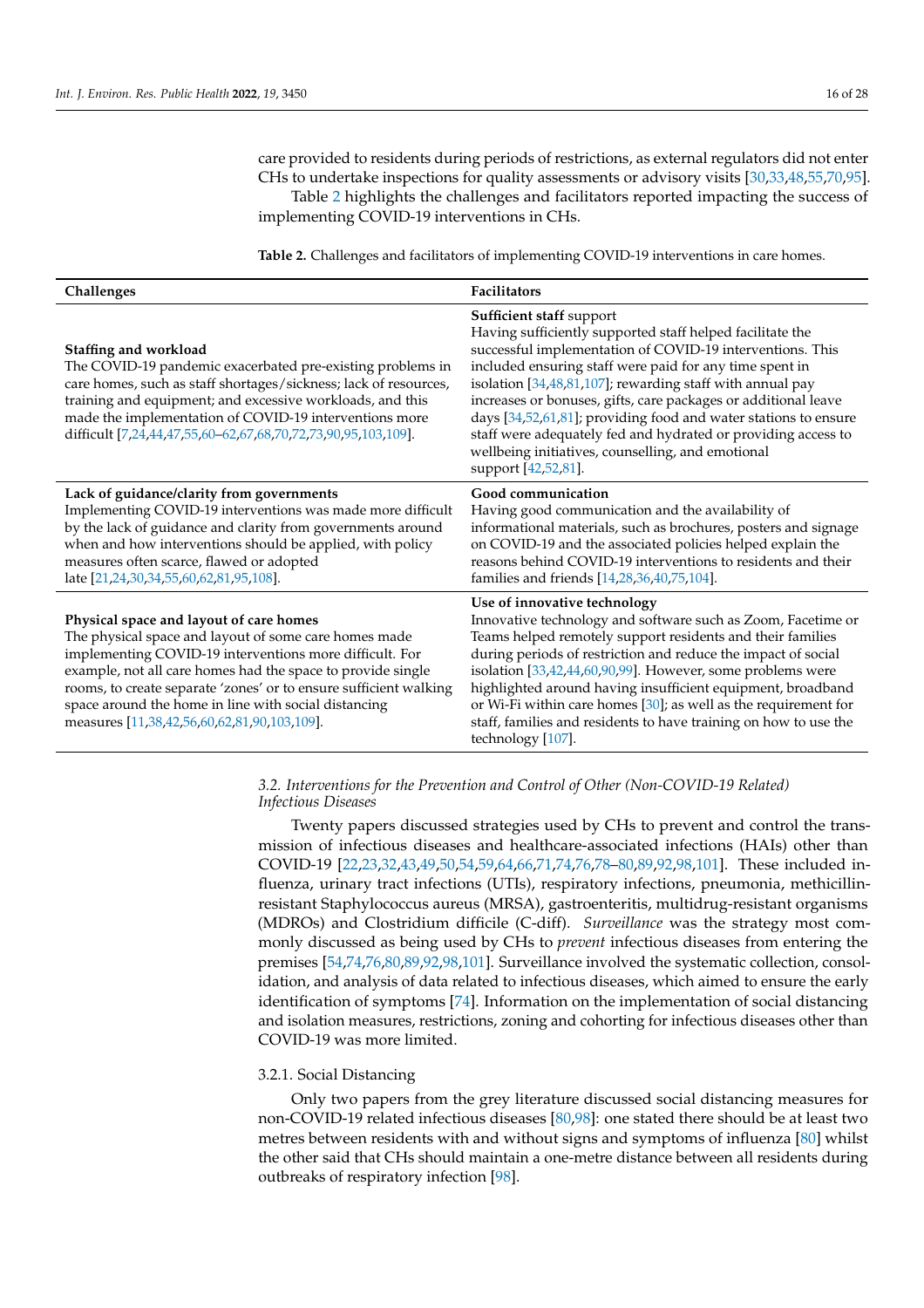care provided to residents during periods of restrictions, as external regulators did not enter CHs to undertake inspections for quality assessments or advisory visits [30,33,48,55,70,95].

Table 2 highlights the challenges and facilitators reported impacting the success of implementing COVID-19 interventions in CHs.

**Table 2.** Challenges and facilitators of implementing COVID-19 interventions in care homes.

| Challenges | Facilitators |
|---|---|
| **Staffing and workload**<br>The COVID-19 pandemic exacerbated pre-existing problems in care homes, such as staff shortages/sickness; lack of resources, training and equipment; and excessive workloads, and this made the implementation of COVID-19 interventions more difficult [7,24,44,47,55,60–62,67,68,70,72,73,90,95,103,109]. | **Sufficient staff** support<br>Having sufficiently supported staff helped facilitate the successful implementation of COVID-19 interventions. This included ensuring staff were paid for any time spent in isolation [34,48,81,107]; rewarding staff with annual pay increases or bonuses, gifts, care packages or additional leave days [34,52,61,81]; providing food and water stations to ensure staff were adequately fed and hydrated or providing access to wellbeing initiatives, counselling, and emotional support [42,52,81]. |
| **Lack of guidance/clarity from governments**<br>Implementing COVID-19 interventions was made more difficult by the lack of guidance and clarity from governments around when and how interventions should be applied, with policy measures often scarce, flawed or adopted late [21,24,30,34,55,60,62,81,95,108]. | **Good communication**<br>Having good communication and the availability of informational materials, such as brochures, posters and signage on COVID-19 and the associated policies helped explain the reasons behind COVID-19 interventions to residents and their families and friends [14,28,36,40,75,104]. |
| **Physical space and layout of care homes**<br>The physical space and layout of some care homes made implementing COVID-19 interventions more difficult. For example, not all care homes had the space to provide single rooms, to create separate 'zones' or to ensure sufficient walking space around the home in line with social distancing measures [11,38,42,56,60,62,81,90,103,109]. | **Use of innovative technology**<br>Innovative technology and software such as Zoom, Facetime or Teams helped remotely support residents and their families during periods of restriction and reduce the impact of social isolation [33,42,44,60,90,99]. However, some problems were highlighted around having insufficient equipment, broadband or Wi-Fi within care homes [30]; as well as the requirement for staff, families and residents to have training on how to use the technology [107]. |

### *3.2. Interventions for the Prevention and Control of Other (Non-COVID-19 Related) Infectious Diseases*

Twenty papers discussed strategies used by CHs to prevent and control the transmission of infectious diseases and healthcare-associated infections (HAIs) other than COVID-19 [22,23,32,43,49,50,54,59,64,66,71,74,76,78–80,89,92,98,101]. These included influenza, urinary tract infections (UTIs), respiratory infections, pneumonia, methicillin-resistant Staphylococcus aureus (MRSA), gastroenteritis, multidrug-resistant organisms (MDROs) and Clostridium difficile (C-diff). *Surveillance* was the strategy most commonly discussed as being used by CHs to *prevent* infectious diseases from entering the premises [54,74,76,80,89,92,98,101]. Surveillance involved the systematic collection, consolidation, and analysis of data related to infectious diseases, which aimed to ensure the early identification of symptoms [74]. Information on the implementation of social distancing and isolation measures, restrictions, zoning and cohorting for infectious diseases other than COVID-19 was more limited.

#### 3.2.1. Social Distancing

Only two papers from the grey literature discussed social distancing measures for non-COVID-19 related infectious diseases [80,98]: one stated there should be at least two metres between residents with and without signs and symptoms of influenza [80] whilst the other said that CHs should maintain a one-metre distance between all residents during outbreaks of respiratory infection [98].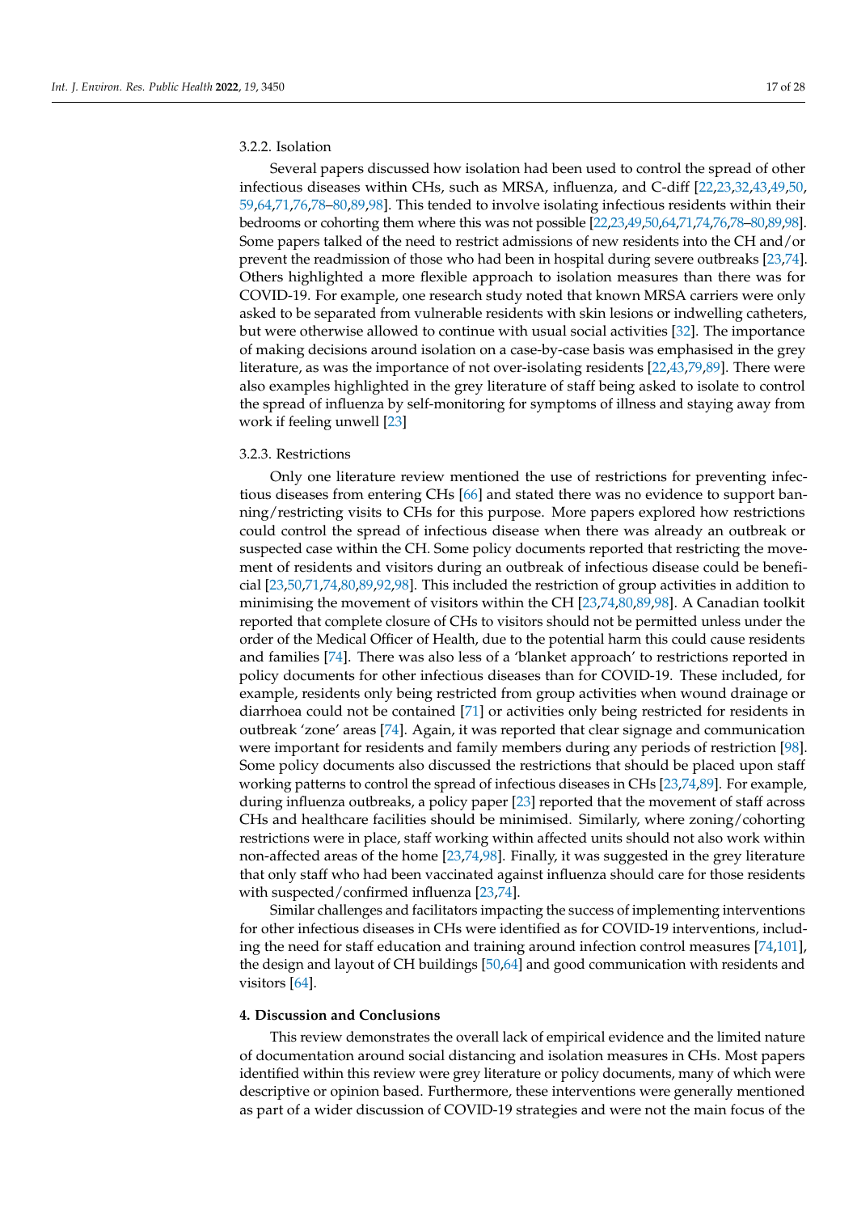### 3.2.2. Isolation

Several papers discussed how isolation had been used to control the spread of other infectious diseases within CHs, such as MRSA, influenza, and C-diff [22,23,32,43,49,50,59,64,71,76,78–80,89,98]. This tended to involve isolating infectious residents within their bedrooms or cohorting them where this was not possible [22,23,49,50,64,71,74,76,78–80,89,98]. Some papers talked of the need to restrict admissions of new residents into the CH and/or prevent the readmission of those who had been in hospital during severe outbreaks [23,74]. Others highlighted a more flexible approach to isolation measures than there was for COVID-19. For example, one research study noted that known MRSA carriers were only asked to be separated from vulnerable residents with skin lesions or indwelling catheters, but were otherwise allowed to continue with usual social activities [32]. The importance of making decisions around isolation on a case-by-case basis was emphasised in the grey literature, as was the importance of not over-isolating residents [22,43,79,89]. There were also examples highlighted in the grey literature of staff being asked to isolate to control the spread of influenza by self-monitoring for symptoms of illness and staying away from work if feeling unwell [23]

### 3.2.3. Restrictions

Only one literature review mentioned the use of restrictions for preventing infectious diseases from entering CHs [66] and stated there was no evidence to support banning/restricting visits to CHs for this purpose. More papers explored how restrictions could control the spread of infectious disease when there was already an outbreak or suspected case within the CH. Some policy documents reported that restricting the movement of residents and visitors during an outbreak of infectious disease could be beneficial [23,50,71,74,80,89,92,98]. This included the restriction of group activities in addition to minimising the movement of visitors within the CH [23,74,80,89,98]. A Canadian toolkit reported that complete closure of CHs to visitors should not be permitted unless under the order of the Medical Officer of Health, due to the potential harm this could cause residents and families [74]. There was also less of a 'blanket approach' to restrictions reported in policy documents for other infectious diseases than for COVID-19. These included, for example, residents only being restricted from group activities when wound drainage or diarrhoea could not be contained [71] or activities only being restricted for residents in outbreak 'zone' areas [74]. Again, it was reported that clear signage and communication were important for residents and family members during any periods of restriction [98]. Some policy documents also discussed the restrictions that should be placed upon staff working patterns to control the spread of infectious diseases in CHs [23,74,89]. For example, during influenza outbreaks, a policy paper [23] reported that the movement of staff across CHs and healthcare facilities should be minimised. Similarly, where zoning/cohorting restrictions were in place, staff working within affected units should not also work within non-affected areas of the home [23,74,98]. Finally, it was suggested in the grey literature that only staff who had been vaccinated against influenza should care for those residents with suspected/confirmed influenza [23,74].

Similar challenges and facilitators impacting the success of implementing interventions for other infectious diseases in CHs were identified as for COVID-19 interventions, including the need for staff education and training around infection control measures [74,101], the design and layout of CH buildings [50,64] and good communication with residents and visitors [64].

## 4. Discussion and Conclusions

This review demonstrates the overall lack of empirical evidence and the limited nature of documentation around social distancing and isolation measures in CHs. Most papers identified within this review were grey literature or policy documents, many of which were descriptive or opinion based. Furthermore, these interventions were generally mentioned as part of a wider discussion of COVID-19 strategies and were not the main focus of the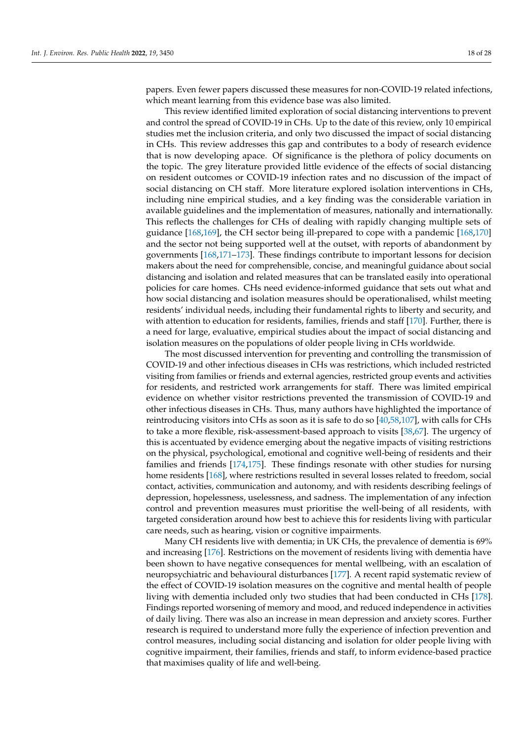papers. Even fewer papers discussed these measures for non-COVID-19 related infections, which meant learning from this evidence base was also limited.

This review identified limited exploration of social distancing interventions to prevent and control the spread of COVID-19 in CHs. Up to the date of this review, only 10 empirical studies met the inclusion criteria, and only two discussed the impact of social distancing in CHs. This review addresses this gap and contributes to a body of research evidence that is now developing apace. Of significance is the plethora of policy documents on the topic. The grey literature provided little evidence of the effects of social distancing on resident outcomes or COVID-19 infection rates and no discussion of the impact of social distancing on CH staff. More literature explored isolation interventions in CHs, including nine empirical studies, and a key finding was the considerable variation in available guidelines and the implementation of measures, nationally and internationally. This reflects the challenges for CHs of dealing with rapidly changing multiple sets of guidance [168,169], the CH sector being ill-prepared to cope with a pandemic [168,170] and the sector not being supported well at the outset, with reports of abandonment by governments [168,171–173]. These findings contribute to important lessons for decision makers about the need for comprehensible, concise, and meaningful guidance about social distancing and isolation and related measures that can be translated easily into operational policies for care homes. CHs need evidence-informed guidance that sets out what and how social distancing and isolation measures should be operationalised, whilst meeting residents' individual needs, including their fundamental rights to liberty and security, and with attention to education for residents, families, friends and staff [170]. Further, there is a need for large, evaluative, empirical studies about the impact of social distancing and isolation measures on the populations of older people living in CHs worldwide.

The most discussed intervention for preventing and controlling the transmission of COVID-19 and other infectious diseases in CHs was restrictions, which included restricted visiting from families or friends and external agencies, restricted group events and activities for residents, and restricted work arrangements for staff. There was limited empirical evidence on whether visitor restrictions prevented the transmission of COVID-19 and other infectious diseases in CHs. Thus, many authors have highlighted the importance of reintroducing visitors into CHs as soon as it is safe to do so [40,58,107], with calls for CHs to take a more flexible, risk-assessment-based approach to visits [38,67]. The urgency of this is accentuated by evidence emerging about the negative impacts of visiting restrictions on the physical, psychological, emotional and cognitive well-being of residents and their families and friends [174,175]. These findings resonate with other studies for nursing home residents [168], where restrictions resulted in several losses related to freedom, social contact, activities, communication and autonomy, and with residents describing feelings of depression, hopelessness, uselessness, and sadness. The implementation of any infection control and prevention measures must prioritise the well-being of all residents, with targeted consideration around how best to achieve this for residents living with particular care needs, such as hearing, vision or cognitive impairments.

Many CH residents live with dementia; in UK CHs, the prevalence of dementia is 69% and increasing [176]. Restrictions on the movement of residents living with dementia have been shown to have negative consequences for mental wellbeing, with an escalation of neuropsychiatric and behavioural disturbances [177]. A recent rapid systematic review of the effect of COVID-19 isolation measures on the cognitive and mental health of people living with dementia included only two studies that had been conducted in CHs [178]. Findings reported worsening of memory and mood, and reduced independence in activities of daily living. There was also an increase in mean depression and anxiety scores. Further research is required to understand more fully the experience of infection prevention and control measures, including social distancing and isolation for older people living with cognitive impairment, their families, friends and staff, to inform evidence-based practice that maximises quality of life and well-being.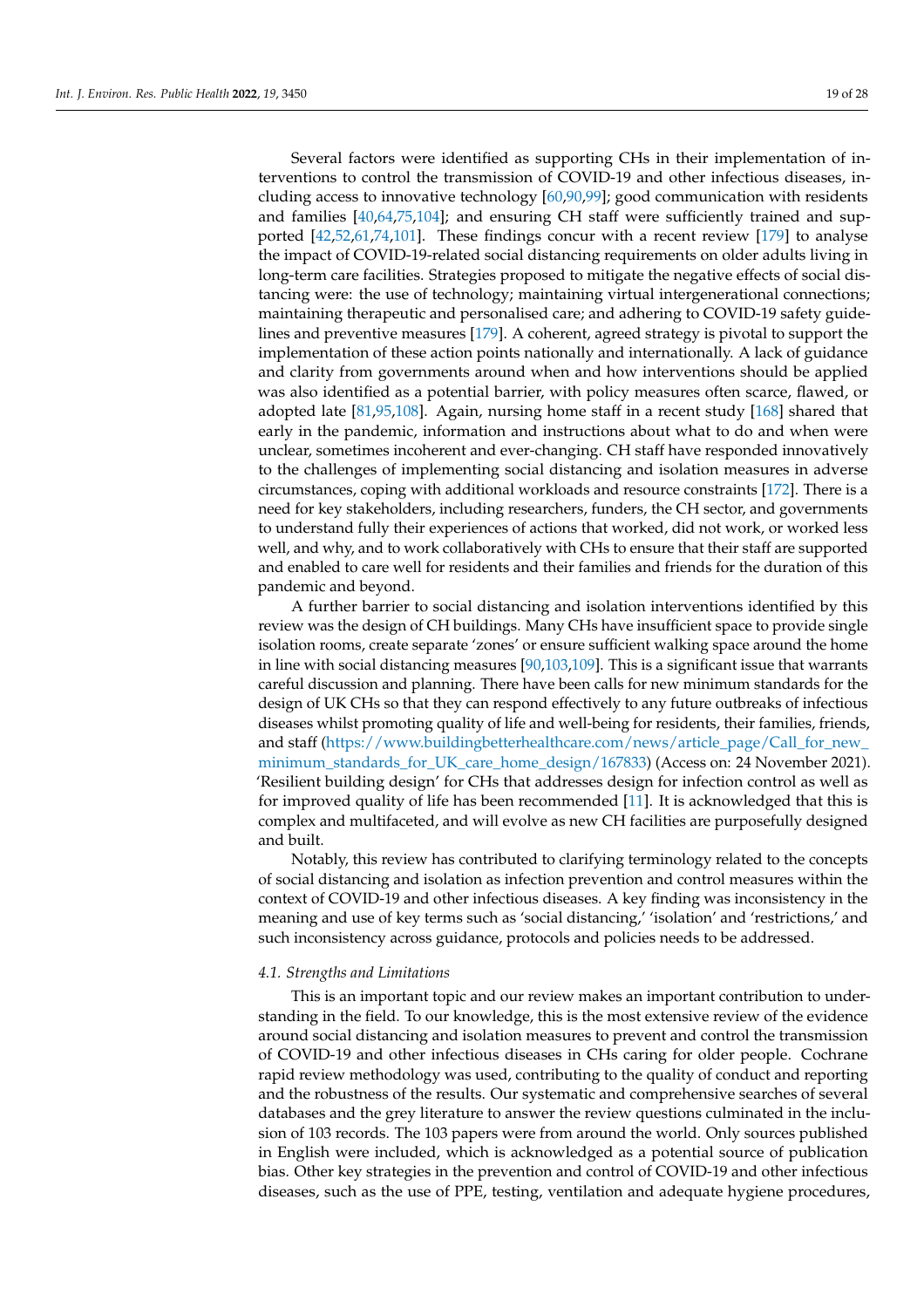Several factors were identified as supporting CHs in their implementation of interventions to control the transmission of COVID-19 and other infectious diseases, including access to innovative technology [60,90,99]; good communication with residents and families [40,64,75,104]; and ensuring CH staff were sufficiently trained and supported [42,52,61,74,101]. These findings concur with a recent review [179] to analyse the impact of COVID-19-related social distancing requirements on older adults living in long-term care facilities. Strategies proposed to mitigate the negative effects of social distancing were: the use of technology; maintaining virtual intergenerational connections; maintaining therapeutic and personalised care; and adhering to COVID-19 safety guidelines and preventive measures [179]. A coherent, agreed strategy is pivotal to support the implementation of these action points nationally and internationally. A lack of guidance and clarity from governments around when and how interventions should be applied was also identified as a potential barrier, with policy measures often scarce, flawed, or adopted late [81,95,108]. Again, nursing home staff in a recent study [168] shared that early in the pandemic, information and instructions about what to do and when were unclear, sometimes incoherent and ever-changing. CH staff have responded innovatively to the challenges of implementing social distancing and isolation measures in adverse circumstances, coping with additional workloads and resource constraints [172]. There is a need for key stakeholders, including researchers, funders, the CH sector, and governments to understand fully their experiences of actions that worked, did not work, or worked less well, and why, and to work collaboratively with CHs to ensure that their staff are supported and enabled to care well for residents and their families and friends for the duration of this pandemic and beyond.

A further barrier to social distancing and isolation interventions identified by this review was the design of CH buildings. Many CHs have insufficient space to provide single isolation rooms, create separate 'zones' or ensure sufficient walking space around the home in line with social distancing measures [90,103,109]. This is a significant issue that warrants careful discussion and planning. There have been calls for new minimum standards for the design of UK CHs so that they can respond effectively to any future outbreaks of infectious diseases whilst promoting quality of life and well-being for residents, their families, friends, and staff (https://www.buildingbetterhealthcare.com/news/article_page/Call_for_new_minimum_standards_for_UK_care_home_design/167833) (Access on: 24 November 2021). 'Resilient building design' for CHs that addresses design for infection control as well as for improved quality of life has been recommended [11]. It is acknowledged that this is complex and multifaceted, and will evolve as new CH facilities are purposefully designed and built.

Notably, this review has contributed to clarifying terminology related to the concepts of social distancing and isolation as infection prevention and control measures within the context of COVID-19 and other infectious diseases. A key finding was inconsistency in the meaning and use of key terms such as 'social distancing,' 'isolation' and 'restrictions,' and such inconsistency across guidance, protocols and policies needs to be addressed.

### 4.1. Strengths and Limitations

This is an important topic and our review makes an important contribution to understanding in the field. To our knowledge, this is the most extensive review of the evidence around social distancing and isolation measures to prevent and control the transmission of COVID-19 and other infectious diseases in CHs caring for older people. Cochrane rapid review methodology was used, contributing to the quality of conduct and reporting and the robustness of the results. Our systematic and comprehensive searches of several databases and the grey literature to answer the review questions culminated in the inclusion of 103 records. The 103 papers were from around the world. Only sources published in English were included, which is acknowledged as a potential source of publication bias. Other key strategies in the prevention and control of COVID-19 and other infectious diseases, such as the use of PPE, testing, ventilation and adequate hygiene procedures,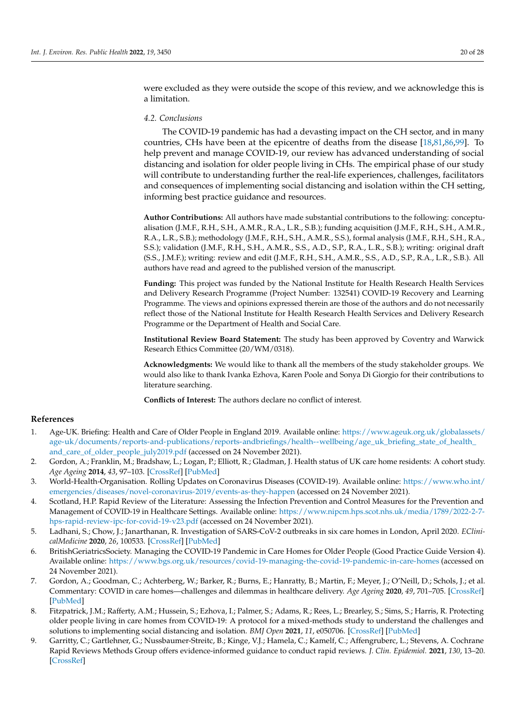were excluded as they were outside the scope of this review, and we acknowledge this is a limitation.

### 4.2. Conclusions

The COVID-19 pandemic has had a devasting impact on the CH sector, and in many countries, CHs have been at the epicentre of deaths from the disease [18,81,86,99]. To help prevent and manage COVID-19, our review has advanced understanding of social distancing and isolation for older people living in CHs. The empirical phase of our study will contribute to understanding further the real-life experiences, challenges, facilitators and consequences of implementing social distancing and isolation within the CH setting, informing best practice guidance and resources.

**Author Contributions:** All authors have made substantial contributions to the following: conceptualisation (J.M.F., R.H., S.H., A.M.R., R.A., L.R., S.B.); funding acquisition (J.M.F., R.H., S.H., A.M.R., R.A., L.R., S.B.); methodology (J.M.F., R.H., S.H., A.M.R., S.S.), formal analysis (J.M.F., R.H., S.H., R.A., S.S.); validation (J.M.F., R.H., S.H., A.M.R., S.S., A.D., S.P., R.A., L.R., S.B.); writing: original draft (S.S., J.M.F.); writing: review and edit (J.M.F., R.H., S.H., A.M.R., S.S., A.D., S.P., R.A., L.R., S.B.). All authors have read and agreed to the published version of the manuscript.

**Funding:** This project was funded by the National Institute for Health Research Health Services and Delivery Research Programme (Project Number: 132541) COVID-19 Recovery and Learning Programme. The views and opinions expressed therein are those of the authors and do not necessarily reflect those of the National Institute for Health Research Health Services and Delivery Research Programme or the Department of Health and Social Care.

**Institutional Review Board Statement:** The study has been approved by Coventry and Warwick Research Ethics Committee (20/WM/0318).

**Acknowledgments:** We would like to thank all the members of the study stakeholder groups. We would also like to thank Ivanka Ezhova, Karen Poole and Sonya Di Giorgio for their contributions to literature searching.

**Conflicts of Interest:** The authors declare no conflict of interest.

## References

1. Age-UK. Briefing: Health and Care of Older People in England 2019. Available online: https://www.ageuk.org.uk/globalassets/age-uk/documents/reports-and-publications/reports-andbriefings/health--wellbeing/age_uk_briefing_state_of_health_and_care_of_older_people_july2019.pdf (accessed on 24 November 2021).
2. Gordon, A.; Franklin, M.; Bradshaw, L.; Logan, P.; Elliott, R.; Gladman, J. Health status of UK care home residents: A cohort study. *Age Ageing* **2014**, *43*, 97–103. [CrossRef] [PubMed]
3. World-Health-Organisation. Rolling Updates on Coronavirus Diseases (COVID-19). Available online: https://www.who.int/emergencies/diseases/novel-coronavirus-2019/events-as-they-happen (accessed on 24 November 2021).
4. Scotland, H.P. Rapid Review of the Literature: Assessing the Infection Prevention and Control Measures for the Prevention and Management of COVID-19 in Healthcare Settings. Available online: https://www.nipcm.hps.scot.nhs.uk/media/1789/2022-2-7-hps-rapid-review-ipc-for-covid-19-v23.pdf (accessed on 24 November 2021).
5. Ladhani, S.; Chow, J.; Janarthanan, R. Investigation of SARS-CoV-2 outbreaks in six care homes in London, April 2020. *EClinicalMedicine* **2020**, *26*, 100533. [CrossRef] [PubMed]
6. BritishGeriatricsSociety. Managing the COVID-19 Pandemic in Care Homes for Older People (Good Practice Guide Version 4). Available online: https://www.bgs.org.uk/resources/covid-19-managing-the-covid-19-pandemic-in-care-homes (accessed on 24 November 2021).
7. Gordon, A.; Goodman, C.; Achterberg, W.; Barker, R.; Burns, E.; Hanratty, B.; Martin, F.; Meyer, J.; O'Neill, D.; Schols, J.; et al. Commentary: COVID in care homes—challenges and dilemmas in healthcare delivery. *Age Ageing* **2020**, *49*, 701–705. [CrossRef] [PubMed]
8. Fitzpatrick, J.M.; Rafferty, A.M.; Hussein, S.; Ezhova, I.; Palmer, S.; Adams, R.; Rees, L.; Brearley, S.; Sims, S.; Harris, R. Protecting older people living in care homes from COVID-19: A protocol for a mixed-methods study to understand the challenges and solutions to implementing social distancing and isolation. *BMJ Open* **2021**, *11*, e050706. [CrossRef] [PubMed]
9. Garritty, C.; Gartlehner, G.; Nussbaumer-Streitc, B.; Kinge, V.J.; Hamela, C.; Kamelf, C.; Affengruberc, L.; Stevens, A. Cochrane Rapid Reviews Methods Group offers evidence-informed guidance to conduct rapid reviews. *J. Clin. Epidemiol.* **2021**, *130*, 13–20. [CrossRef]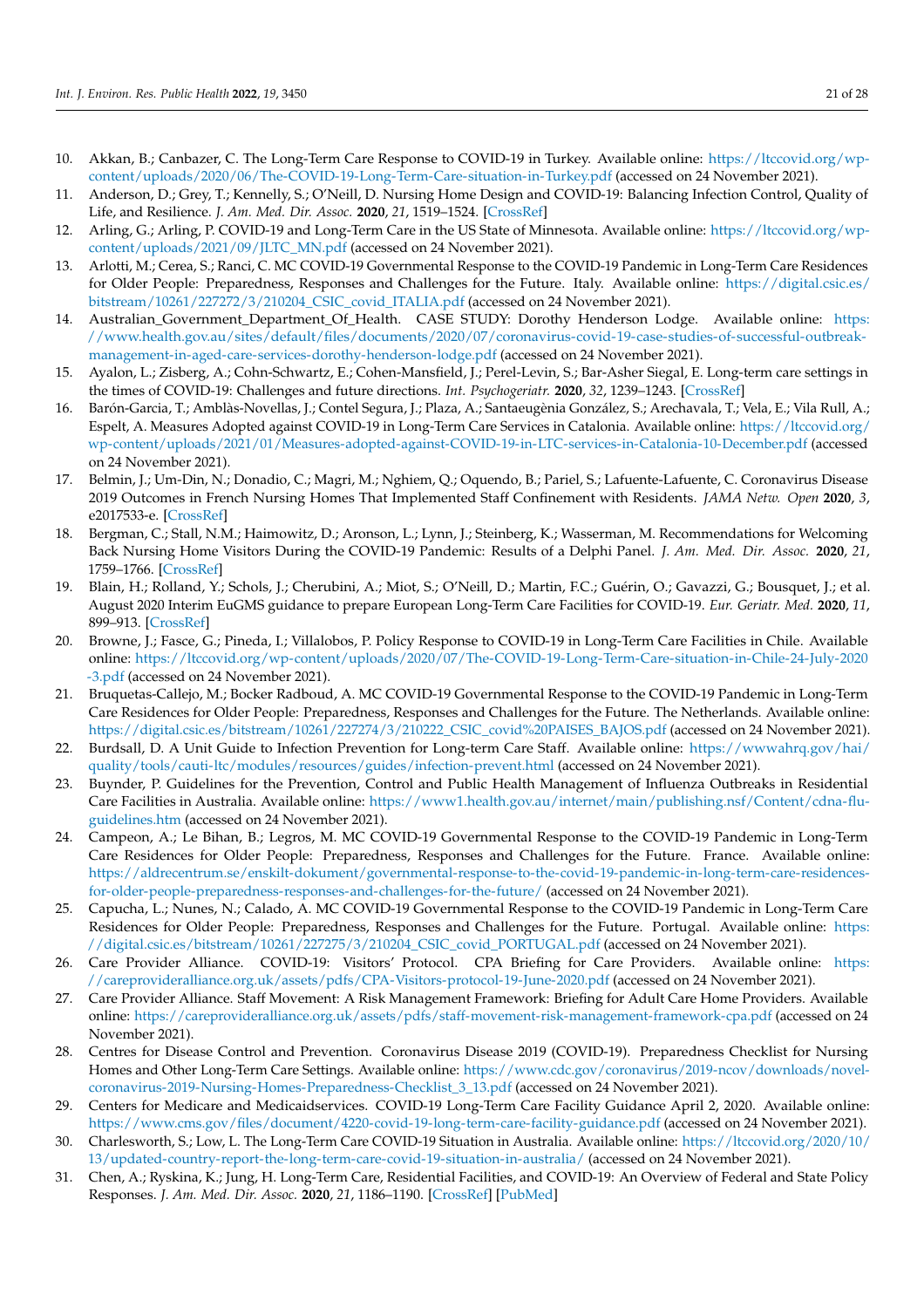10. Akkan, B.; Canbazer, C. The Long-Term Care Response to COVID-19 in Turkey. Available online: https://ltccovid.org/wp-content/uploads/2020/06/The-COVID-19-Long-Term-Care-situation-in-Turkey.pdf (accessed on 24 November 2021).
11. Anderson, D.; Grey, T.; Kennelly, S.; O'Neill, D. Nursing Home Design and COVID-19: Balancing Infection Control, Quality of Life, and Resilience. *J. Am. Med. Dir. Assoc.* **2020**, *21*, 1519–1524. [CrossRef]
12. Arling, G.; Arling, P. COVID-19 and Long-Term Care in the US State of Minnesota. Available online: https://ltccovid.org/wp-content/uploads/2021/09/JLTC_MN.pdf (accessed on 24 November 2021).
13. Arlotti, M.; Cerea, S.; Ranci, C. MC COVID-19 Governmental Response to the COVID-19 Pandemic in Long-Term Care Residences for Older People: Preparedness, Responses and Challenges for the Future. Italy. Available online: https://digital.csic.es/bitstream/10261/227272/3/210204_CSIC_covid_ITALIA.pdf (accessed on 24 November 2021).
14. Australian_Government_Department_Of_Health. CASE STUDY: Dorothy Henderson Lodge. Available online: https://www.health.gov.au/sites/default/files/documents/2020/07/coronavirus-covid-19-case-studies-of-successful-outbreak-management-in-aged-care-services-dorothy-henderson-lodge.pdf (accessed on 24 November 2021).
15. Ayalon, L.; Zisberg, A.; Cohn-Schwartz, E.; Cohen-Mansfield, J.; Perel-Levin, S.; Bar-Asher Siegal, E. Long-term care settings in the times of COVID-19: Challenges and future directions. *Int. Psychogeriatr.* **2020**, *32*, 1239–1243. [CrossRef]
16. Barón-Garcia, T.; Amblàs-Novellas, J.; Contel Segura, J.; Plaza, A.; Santaeugènia González, S.; Arechavala, T.; Vela, E.; Vila Rull, A.; Espelt, A. Measures Adopted against COVID-19 in Long-Term Care Services in Catalonia. Available online: https://ltccovid.org/wp-content/uploads/2021/01/Measures-adopted-against-COVID-19-in-LTC-services-in-Catalonia-10-December.pdf (accessed on 24 November 2021).
17. Belmin, J.; Um-Din, N.; Donadio, C.; Magri, M.; Nghiem, Q.; Oquendo, B.; Pariel, S.; Lafuente-Lafuente, C. Coronavirus Disease 2019 Outcomes in French Nursing Homes That Implemented Staff Confinement with Residents. *JAMA Netw. Open* **2020**, *3*, e2017533-e. [CrossRef]
18. Bergman, C.; Stall, N.M.; Haimowitz, D.; Aronson, L.; Lynn, J.; Steinberg, K.; Wasserman, M. Recommendations for Welcoming Back Nursing Home Visitors During the COVID-19 Pandemic: Results of a Delphi Panel. *J. Am. Med. Dir. Assoc.* **2020**, *21*, 1759–1766. [CrossRef]
19. Blain, H.; Rolland, Y.; Schols, J.; Cherubini, A.; Miot, S.; O'Neill, D.; Martin, F.C.; Guérin, O.; Gavazzi, G.; Bousquet, J.; et al. August 2020 Interim EuGMS guidance to prepare European Long-Term Care Facilities for COVID-19. *Eur. Geriatr. Med.* **2020**, *11*, 899–913. [CrossRef]
20. Browne, J.; Fasce, G.; Pineda, I.; Villalobos, P. Policy Response to COVID-19 in Long-Term Care Facilities in Chile. Available online: https://ltccovid.org/wp-content/uploads/2020/07/The-COVID-19-Long-Term-Care-situation-in-Chile-24-July-2020-3.pdf (accessed on 24 November 2021).
21. Bruquetas-Callejo, M.; Bocker Radboud, A. MC COVID-19 Governmental Response to the COVID-19 Pandemic in Long-Term Care Residences for Older People: Preparedness, Responses and Challenges for the Future. The Netherlands. Available online: https://digital.csic.es/bitstream/10261/227274/3/210222_CSIC_covid%20PAISES_BAJOS.pdf (accessed on 24 November 2021).
22. Burdsall, D. A Unit Guide to Infection Prevention for Long-term Care Staff. Available online: https://wwwahrq.gov/hai/quality/tools/cauti-ltc/modules/resources/guides/infection-prevent.html (accessed on 24 November 2021).
23. Buynder, P. Guidelines for the Prevention, Control and Public Health Management of Influenza Outbreaks in Residential Care Facilities in Australia. Available online: https://www1.health.gov.au/internet/main/publishing.nsf/Content/cdna-flu-guidelines.htm (accessed on 24 November 2021).
24. Campeon, A.; Le Bihan, B.; Legros, M. MC COVID-19 Governmental Response to the COVID-19 Pandemic in Long-Term Care Residences for Older People: Preparedness, Responses and Challenges for the Future. France. Available online: https://aldrecentrum.se/enskilt-dokument/governmental-response-to-the-covid-19-pandemic-in-long-term-care-residences-for-older-people-preparedness-responses-and-challenges-for-the-future/ (accessed on 24 November 2021).
25. Capucha, L.; Nunes, N.; Calado, A. MC COVID-19 Governmental Response to the COVID-19 Pandemic in Long-Term Care Residences for Older People: Preparedness, Responses and Challenges for the Future. Portugal. Available online: https://digital.csic.es/bitstream/10261/227275/3/210204_CSIC_covid_PORTUGAL.pdf (accessed on 24 November 2021).
26. Care Provider Alliance. COVID-19: Visitors' Protocol. CPA Briefing for Care Providers. Available online: https://careprovideralliance.org.uk/assets/pdfs/CPA-Visitors-protocol-19-June-2020.pdf (accessed on 24 November 2021).
27. Care Provider Alliance. Staff Movement: A Risk Management Framework: Briefing for Adult Care Home Providers. Available online: https://careprovideralliance.org.uk/assets/pdfs/staff-movement-risk-management-framework-cpa.pdf (accessed on 24 November 2021).
28. Centres for Disease Control and Prevention. Coronavirus Disease 2019 (COVID-19). Preparedness Checklist for Nursing Homes and Other Long-Term Care Settings. Available online: https://www.cdc.gov/coronavirus/2019-ncov/downloads/novel-coronavirus-2019-Nursing-Homes-Preparedness-Checklist_3_13.pdf (accessed on 24 November 2021).
29. Centers for Medicare and Medicaidservices. COVID-19 Long-Term Care Facility Guidance April 2, 2020. Available online: https://www.cms.gov/files/document/4220-covid-19-long-term-care-facility-guidance.pdf (accessed on 24 November 2021).
30. Charlesworth, S.; Low, L. The Long-Term Care COVID-19 Situation in Australia. Available online: https://ltccovid.org/2020/10/13/updated-country-report-the-long-term-care-covid-19-situation-in-australia/ (accessed on 24 November 2021).
31. Chen, A.; Ryskina, K.; Jung, H. Long-Term Care, Residential Facilities, and COVID-19: An Overview of Federal and State Policy Responses. *J. Am. Med. Dir. Assoc.* **2020**, *21*, 1186–1190. [CrossRef] [PubMed]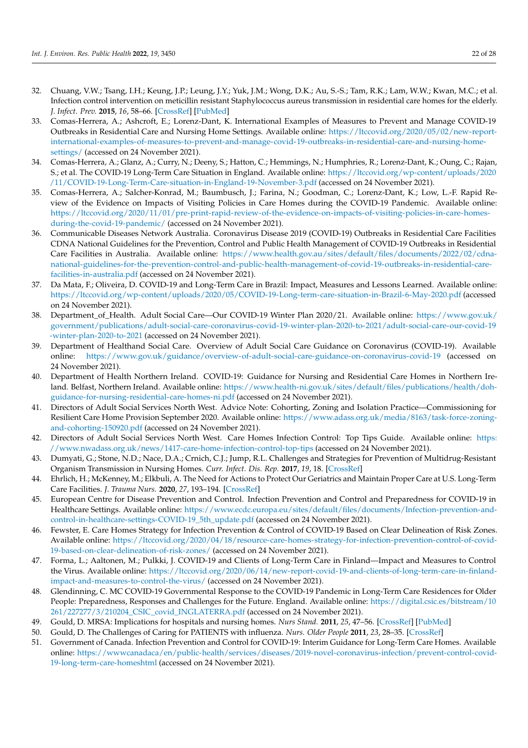32. Chuang, V.W.; Tsang, I.H.; Keung, J.P.; Leung, J.Y.; Yuk, J.M.; Wong, D.K.; Au, S.-S.; Tam, R.K.; Lam, W.W.; Kwan, M.C.; et al. Infection control intervention on meticillin resistant Staphylococcus aureus transmission in residential care homes for the elderly. *J. Infect. Prev.* **2015**, *16*, 58–66. [CrossRef] [PubMed]
33. Comas-Herrera, A.; Ashcroft, E.; Lorenz-Dant, K. International Examples of Measures to Prevent and Manage COVID-19 Outbreaks in Residential Care and Nursing Home Settings. Available online: https://ltccovid.org/2020/05/02/new-report-international-examples-of-measures-to-prevent-and-manage-covid-19-outbreaks-in-residential-care-and-nursing-home-settings/ (accessed on 24 November 2021).
34. Comas-Herrera, A.; Glanz, A.; Curry, N.; Deeny, S.; Hatton, C.; Hemmings, N.; Humphries, R.; Lorenz-Dant, K.; Oung, C.; Rajan, S.; et al. The COVID-19 Long-Term Care Situation in England. Available online: https://ltccovid.org/wp-content/uploads/2020/11/COVID-19-Long-Term-Care-situation-in-England-19-November-3.pdf (accessed on 24 November 2021).
35. Comas-Herrera, A.; Salcher-Konrad, M.; Baumbusch, J.; Farina, N.; Goodman, C.; Lorenz-Dant, K.; Low, L.-F. Rapid Review of the Evidence on Impacts of Visiting Policies in Care Homes during the COVID-19 Pandemic. Available online: https://ltccovid.org/2020/11/01/pre-print-rapid-review-of-the-evidence-on-impacts-of-visiting-policies-in-care-homes-during-the-covid-19-pandemic/ (accessed on 24 November 2021).
36. Communicable Diseases Network Australia. Coronavirus Disease 2019 (COVID-19) Outbreaks in Residential Care Facilities CDNA National Guidelines for the Prevention, Control and Public Health Management of COVID-19 Outbreaks in Residential Care Facilities in Australia. Available online: https://www.health.gov.au/sites/default/files/documents/2022/02/cdna-national-guidelines-for-the-prevention-control-and-public-health-management-of-covid-19-outbreaks-in-residential-care-facilities-in-australia.pdf (accessed on 24 November 2021).
37. Da Mata, F.; Oliveira, D. COVID-19 and Long-Term Care in Brazil: Impact, Measures and Lessons Learned. Available online: https://ltccovid.org/wp-content/uploads/2020/05/COVID-19-Long-term-care-situation-in-Brazil-6-May-2020.pdf (accessed on 24 November 2021).
38. Department_of_Health. Adult Social Care—Our COVID-19 Winter Plan 2020/21. Available online: https://www.gov.uk/government/publications/adult-social-care-coronavirus-covid-19-winter-plan-2020-to-2021/adult-social-care-our-covid-19-winter-plan-2020-to-2021 (accessed on 24 November 2021).
39. Department of Healthand Social Care. Overview of Adult Social Care Guidance on Coronavirus (COVID-19). Available online: https://www.gov.uk/guidance/overview-of-adult-social-care-guidance-on-coronavirus-covid-19 (accessed on 24 November 2021).
40. Department of Health Northern Ireland. COVID-19: Guidance for Nursing and Residential Care Homes in Northern Ireland. Belfast, Northern Ireland. Available online: https://www.health-ni.gov.uk/sites/default/files/publications/health/doh-guidance-for-nursing-residential-care-homes-ni.pdf (accessed on 24 November 2021).
41. Directors of Adult Social Services North West. Advice Note: Cohorting, Zoning and Isolation Practice—Commissioning for Resilient Care Home Provision September 2020. Available online: https://www.adass.org.uk/media/8163/task-force-zoning-and-cohorting-150920.pdf (accessed on 24 November 2021).
42. Directors of Adult Social Services North West. Care Homes Infection Control: Top Tips Guide. Available online: https://www.nwadass.org.uk/news/1417-care-home-infection-control-top-tips (accessed on 24 November 2021).
43. Dumyati, G.; Stone, N.D.; Nace, D.A.; Crnich, C.J.; Jump, R.L. Challenges and Strategies for Prevention of Multidrug-Resistant Organism Transmission in Nursing Homes. *Curr. Infect. Dis. Rep.* **2017**, *19*, 18. [CrossRef]
44. Ehrlich, H.; McKenney, M.; Elkbuli, A. The Need for Actions to Protect Our Geriatrics and Maintain Proper Care at U.S. Long-Term Care Facilities. *J. Trauma Nurs.* **2020**, *27*, 193–194. [CrossRef]
45. European Centre for Disease Prevention and Control. Infection Prevention and Control and Preparedness for COVID-19 in Healthcare Settings. Available online: https://www.ecdc.europa.eu/sites/default/files/documents/Infection-prevention-and-control-in-healthcare-settings-COVID-19_5th_update.pdf (accessed on 24 November 2021).
46. Fewster, E. Care Homes Strategy for Infection Prevention & Control of COVID-19 Based on Clear Delineation of Risk Zones. Available online: https://ltccovid.org/2020/04/18/resource-care-homes-strategy-for-infection-prevention-control-of-covid-19-based-on-clear-delineation-of-risk-zones/ (accessed on 24 November 2021).
47. Forma, L.; Aaltonen, M.; Pulkki, J. COVID-19 and Clients of Long-Term Care in Finland—Impact and Measures to Control the Virus. Available online: https://ltccovid.org/2020/06/14/new-report-covid-19-and-clients-of-long-term-care-in-finland-impact-and-measures-to-control-the-virus/ (accessed on 24 November 2021).
48. Glendinning, C. MC COVID-19 Governmental Response to the COVID-19 Pandemic in Long-Term Care Residences for Older People: Preparedness, Responses and Challenges for the Future. England. Available online: https://digital.csic.es/bitstream/10261/227277/3/210204_CSIC_covid_INGLATERRA.pdf (accessed on 24 November 2021).
49. Gould, D. MRSA: Implications for hospitals and nursing homes. *Nurs Stand.* **2011**, *25*, 47–56. [CrossRef] [PubMed]
50. Gould, D. The Challenges of Caring for PATIENTS with influenza. *Nurs. Older People* **2011**, *23*, 28–35. [CrossRef]
51. Government of Canada. Infection Prevention and Control for COVID-19: Interim Guidance for Long-Term Care Homes. Available online: https://wwwcanadaca/en/public-health/services/diseases/2019-novel-coronavirus-infection/prevent-control-covid-19-long-term-care-homeshtml (accessed on 24 November 2021).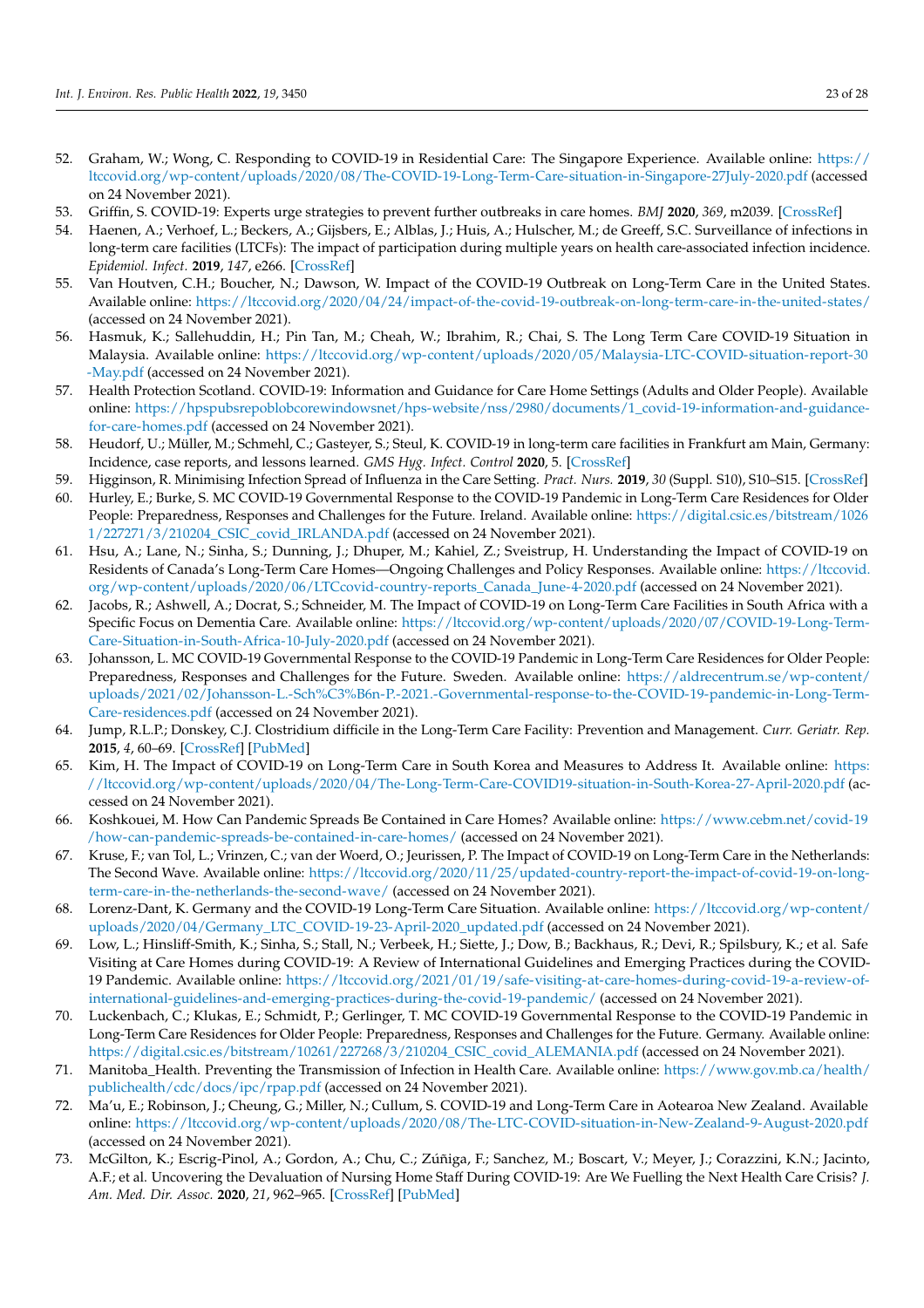52. Graham, W.; Wong, C. Responding to COVID-19 in Residential Care: The Singapore Experience. Available online: https://ltccovid.org/wp-content/uploads/2020/08/The-COVID-19-Long-Term-Care-situation-in-Singapore-27July-2020.pdf (accessed on 24 November 2021).
53. Griffin, S. COVID-19: Experts urge strategies to prevent further outbreaks in care homes. *BMJ* **2020**, *369*, m2039. [CrossRef]
54. Haenen, A.; Verhoef, L.; Beckers, A.; Gijsbers, E.; Alblas, J.; Huis, A.; Hulscher, M.; de Greeff, S.C. Surveillance of infections in long-term care facilities (LTCFs): The impact of participation during multiple years on health care-associated infection incidence. *Epidemiol. Infect.* **2019**, *147*, e266. [CrossRef]
55. Van Houtven, C.H.; Boucher, N.; Dawson, W. Impact of the COVID-19 Outbreak on Long-Term Care in the United States. Available online: https://ltccovid.org/2020/04/24/impact-of-the-covid-19-outbreak-on-long-term-care-in-the-united-states/ (accessed on 24 November 2021).
56. Hasmuk, K.; Sallehuddin, H.; Pin Tan, M.; Cheah, W.; Ibrahim, R.; Chai, S. The Long Term Care COVID-19 Situation in Malaysia. Available online: https://ltccovid.org/wp-content/uploads/2020/05/Malaysia-LTC-COVID-situation-report-30-May.pdf (accessed on 24 November 2021).
57. Health Protection Scotland. COVID-19: Information and Guidance for Care Home Settings (Adults and Older People). Available online: https://hpspubsrepoblobcorewindowsnet/hps-website/nss/2980/documents/1_covid-19-information-and-guidance-for-care-homes.pdf (accessed on 24 November 2021).
58. Heudorf, U.; Müller, M.; Schmehl, C.; Gasteyer, S.; Steul, K. COVID-19 in long-term care facilities in Frankfurt am Main, Germany: Incidence, case reports, and lessons learned. *GMS Hyg. Infect. Control* **2020**, 5. [CrossRef]
59. Higginson, R. Minimising Infection Spread of Influenza in the Care Setting. *Pract. Nurs.* **2019**, *30* (Suppl. S10), S10–S15. [CrossRef]
60. Hurley, E.; Burke, S. MC COVID-19 Governmental Response to the COVID-19 Pandemic in Long-Term Care Residences for Older People: Preparedness, Responses and Challenges for the Future. Ireland. Available online: https://digital.csic.es/bitstream/10261/227271/3/210204_CSIC_covid_IRLANDA.pdf (accessed on 24 November 2021).
61. Hsu, A.; Lane, N.; Sinha, S.; Dunning, J.; Dhuper, M.; Kahiel, Z.; Sveistrup, H. Understanding the Impact of COVID-19 on Residents of Canada's Long-Term Care Homes—Ongoing Challenges and Policy Responses. Available online: https://ltccovid.org/wp-content/uploads/2020/06/LTCcovid-country-reports_Canada_June-4-2020.pdf (accessed on 24 November 2021).
62. Jacobs, R.; Ashwell, A.; Docrat, S.; Schneider, M. The Impact of COVID-19 on Long-Term Care Facilities in South Africa with a Specific Focus on Dementia Care. Available online: https://ltccovid.org/wp-content/uploads/2020/07/COVID-19-Long-Term-Care-Situation-in-South-Africa-10-July-2020.pdf (accessed on 24 November 2021).
63. Johansson, L. MC COVID-19 Governmental Response to the COVID-19 Pandemic in Long-Term Care Residences for Older People: Preparedness, Responses and Challenges for the Future. Sweden. Available online: https://aldrecentrum.se/wp-content/uploads/2021/02/Johansson-L.-Sch%C3%B6n-P.-2021.-Governmental-response-to-the-COVID-19-pandemic-in-Long-Term-Care-residences.pdf (accessed on 24 November 2021).
64. Jump, R.L.P.; Donskey, C.J. Clostridium difficile in the Long-Term Care Facility: Prevention and Management. *Curr. Geriatr. Rep.* **2015**, *4*, 60–69. [CrossRef] [PubMed]
65. Kim, H. The Impact of COVID-19 on Long-Term Care in South Korea and Measures to Address It. Available online: https://ltccovid.org/wp-content/uploads/2020/04/The-Long-Term-Care-COVID19-situation-in-South-Korea-27-April-2020.pdf (accessed on 24 November 2021).
66. Koshkouei, M. How Can Pandemic Spreads Be Contained in Care Homes? Available online: https://www.cebm.net/covid-19/how-can-pandemic-spreads-be-contained-in-care-homes/ (accessed on 24 November 2021).
67. Kruse, F.; van Tol, L.; Vrinzen, C.; van der Woerd, O.; Jeurissen, P. The Impact of COVID-19 on Long-Term Care in the Netherlands: The Second Wave. Available online: https://ltccovid.org/2020/11/25/updated-country-report-the-impact-of-covid-19-on-long-term-care-in-the-netherlands-the-second-wave/ (accessed on 24 November 2021).
68. Lorenz-Dant, K. Germany and the COVID-19 Long-Term Care Situation. Available online: https://ltccovid.org/wp-content/uploads/2020/04/Germany_LTC_COVID-19-23-April-2020_updated.pdf (accessed on 24 November 2021).
69. Low, L.; Hinsliff-Smith, K.; Sinha, S.; Stall, N.; Verbeek, H.; Siette, J.; Dow, B.; Backhaus, R.; Devi, R.; Spilsbury, K.; et al. Safe Visiting at Care Homes during COVID-19: A Review of International Guidelines and Emerging Practices during the COVID-19 Pandemic. Available online: https://ltccovid.org/2021/01/19/safe-visiting-at-care-homes-during-covid-19-a-review-of-international-guidelines-and-emerging-practices-during-the-covid-19-pandemic/ (accessed on 24 November 2021).
70. Luckenbach, C.; Klukas, E.; Schmidt, P.; Gerlinger, T. MC COVID-19 Governmental Response to the COVID-19 Pandemic in Long-Term Care Residences for Older People: Preparedness, Responses and Challenges for the Future. Germany. Available online: https://digital.csic.es/bitstream/10261/227268/3/210204_CSIC_covid_ALEMANIA.pdf (accessed on 24 November 2021).
71. Manitoba_Health. Preventing the Transmission of Infection in Health Care. Available online: https://www.gov.mb.ca/health/publichealth/cdc/docs/ipc/rpap.pdf (accessed on 24 November 2021).
72. Ma'u, E.; Robinson, J.; Cheung, G.; Miller, N.; Cullum, S. COVID-19 and Long-Term Care in Aotearoa New Zealand. Available online: https://ltccovid.org/wp-content/uploads/2020/08/The-LTC-COVID-situation-in-New-Zealand-9-August-2020.pdf (accessed on 24 November 2021).
73. McGilton, K.; Escrig-Pinol, A.; Gordon, A.; Chu, C.; Zúñiga, F.; Sanchez, M.; Boscart, V.; Meyer, J.; Corazzini, K.N.; Jacinto, A.F.; et al. Uncovering the Devaluation of Nursing Home Staff During COVID-19: Are We Fuelling the Next Health Care Crisis? *J. Am. Med. Dir. Assoc.* **2020**, *21*, 962–965. [CrossRef] [PubMed]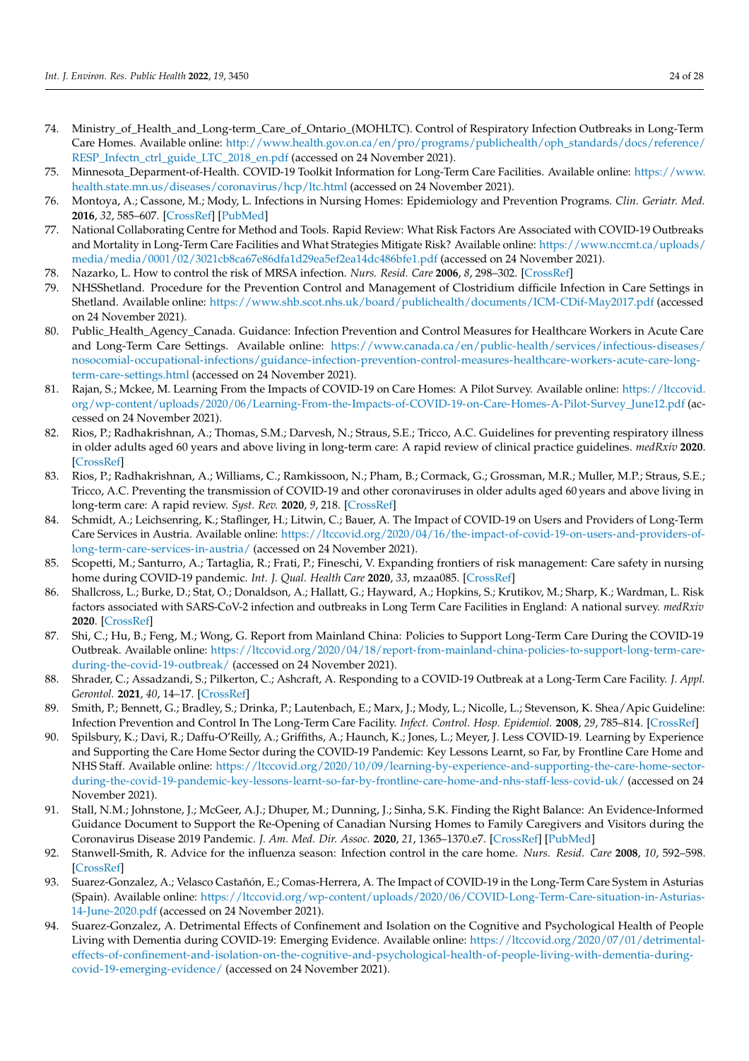74. Ministry_of_Health_and_Long-term_Care_of_Ontario_(MOHLTC). Control of Respiratory Infection Outbreaks in Long-Term Care Homes. Available online: http://www.health.gov.on.ca/en/pro/programs/publichealth/oph_standards/docs/reference/RESP_Infectn_ctrl_guide_LTC_2018_en.pdf (accessed on 24 November 2021).
75. Minnesota_Deparment-of-Health. COVID-19 Toolkit Information for Long-Term Care Facilities. Available online: https://www.health.state.mn.us/diseases/coronavirus/hcp/ltc.html (accessed on 24 November 2021).
76. Montoya, A.; Cassone, M.; Mody, L. Infections in Nursing Homes: Epidemiology and Prevention Programs. *Clin. Geriatr. Med.* **2016**, *32*, 585–607. [CrossRef] [PubMed]
77. National Collaborating Centre for Method and Tools. Rapid Review: What Risk Factors Are Associated with COVID-19 Outbreaks and Mortality in Long-Term Care Facilities and What Strategies Mitigate Risk? Available online: https://www.nccmt.ca/uploads/media/media/0001/02/3021cb8ca67e86dfa1d29ea5ef2ea14dc486bfe1.pdf (accessed on 24 November 2021).
78. Nazarko, L. How to control the risk of MRSA infection. *Nurs. Resid. Care* **2006**, *8*, 298–302. [CrossRef]
79. NHSShetland. Procedure for the Prevention Control and Management of Clostridium difficile Infection in Care Settings in Shetland. Available online: https://www.shb.scot.nhs.uk/board/publichealth/documents/ICM-CDif-May2017.pdf (accessed on 24 November 2021).
80. Public_Health_Agency_Canada. Guidance: Infection Prevention and Control Measures for Healthcare Workers in Acute Care and Long-Term Care Settings. Available online: https://www.canada.ca/en/public-health/services/infectious-diseases/nosocomial-occupational-infections/guidance-infection-prevention-control-measures-healthcare-workers-acute-care-long-term-care-settings.html (accessed on 24 November 2021).
81. Rajan, S.; Mckee, M. Learning From the Impacts of COVID-19 on Care Homes: A Pilot Survey. Available online: https://ltccovid.org/wp-content/uploads/2020/06/Learning-From-the-Impacts-of-COVID-19-on-Care-Homes-A-Pilot-Survey_June12.pdf (accessed on 24 November 2021).
82. Rios, P.; Radhakrishnan, A.; Thomas, S.M.; Darvesh, N.; Straus, S.E.; Tricco, A.C. Guidelines for preventing respiratory illness in older adults aged 60 years and above living in long-term care: A rapid review of clinical practice guidelines. *medRxiv* **2020**. [CrossRef]
83. Rios, P.; Radhakrishnan, A.; Williams, C.; Ramkissoon, N.; Pham, B.; Cormack, G.; Grossman, M.R.; Muller, M.P.; Straus, S.E.; Tricco, A.C. Preventing the transmission of COVID-19 and other coronaviruses in older adults aged 60 years and above living in long-term care: A rapid review. *Syst. Rev.* **2020**, *9*, 218. [CrossRef]
84. Schmidt, A.; Leichsenring, K.; Staflinger, H.; Litwin, C.; Bauer, A. The Impact of COVID-19 on Users and Providers of Long-Term Care Services in Austria. Available online: https://ltccovid.org/2020/04/16/the-impact-of-covid-19-on-users-and-providers-of-long-term-care-services-in-austria/ (accessed on 24 November 2021).
85. Scopetti, M.; Santurro, A.; Tartaglia, R.; Frati, P.; Fineschi, V. Expanding frontiers of risk management: Care safety in nursing home during COVID-19 pandemic. *Int. J. Qual. Health Care* **2020**, *33*, mzaa085. [CrossRef]
86. Shallcross, L.; Burke, D.; Stat, O.; Donaldson, A.; Hallatt, G.; Hayward, A.; Hopkins, S.; Krutikov, M.; Sharp, K.; Wardman, L. Risk factors associated with SARS-CoV-2 infection and outbreaks in Long Term Care Facilities in England: A national survey. *medRxiv* **2020**. [CrossRef]
87. Shi, C.; Hu, B.; Feng, M.; Wong, G. Report from Mainland China: Policies to Support Long-Term Care During the COVID-19 Outbreak. Available online: https://ltccovid.org/2020/04/18/report-from-mainland-china-policies-to-support-long-term-care-during-the-covid-19-outbreak/ (accessed on 24 November 2021).
88. Shrader, C.; Assadzandi, S.; Pilkerton, C.; Ashcraft, A. Responding to a COVID-19 Outbreak at a Long-Term Care Facility. *J. Appl. Gerontol.* **2021**, *40*, 14–17. [CrossRef]
89. Smith, P.; Bennett, G.; Bradley, S.; Drinka, P.; Lautenbach, E.; Marx, J.; Mody, L.; Nicolle, L.; Stevenson, K. Shea/Apic Guideline: Infection Prevention and Control In The Long-Term Care Facility. *Infect. Control. Hosp. Epidemiol.* **2008**, *29*, 785–814. [CrossRef]
90. Spilsbury, K.; Davi, R.; Daffu-O'Reilly, A.; Griffiths, A.; Haunch, K.; Jones, L.; Meyer, J. Less COVID-19. Learning by Experience and Supporting the Care Home Sector during the COVID-19 Pandemic: Key Lessons Learnt, so Far, by Frontline Care Home and NHS Staff. Available online: https://ltccovid.org/2020/10/09/learning-by-experience-and-supporting-the-care-home-sector-during-the-covid-19-pandemic-key-lessons-learnt-so-far-by-frontline-care-home-and-nhs-staff-less-covid-uk/ (accessed on 24 November 2021).
91. Stall, N.M.; Johnstone, J.; McGeer, A.J.; Dhuper, M.; Dunning, J.; Sinha, S.K. Finding the Right Balance: An Evidence-Informed Guidance Document to Support the Re-Opening of Canadian Nursing Homes to Family Caregivers and Visitors during the Coronavirus Disease 2019 Pandemic. *J. Am. Med. Dir. Assoc.* **2020**, *21*, 1365–1370.e7. [CrossRef] [PubMed]
92. Stanwell-Smith, R. Advice for the influenza season: Infection control in the care home. *Nurs. Resid. Care* **2008**, *10*, 592–598. [CrossRef]
93. Suarez-Gonzalez, A.; Velasco Castañón, E.; Comas-Herrera, A. The Impact of COVID-19 in the Long-Term Care System in Asturias (Spain). Available online: https://ltccovid.org/wp-content/uploads/2020/06/COVID-Long-Term-Care-situation-in-Asturias-14-June-2020.pdf (accessed on 24 November 2021).
94. Suarez-Gonzalez, A. Detrimental Effects of Confinement and Isolation on the Cognitive and Psychological Health of People Living with Dementia during COVID-19: Emerging Evidence. Available online: https://ltccovid.org/2020/07/01/detrimental-effects-of-confinement-and-isolation-on-the-cognitive-and-psychological-health-of-people-living-with-dementia-during-covid-19-emerging-evidence/ (accessed on 24 November 2021).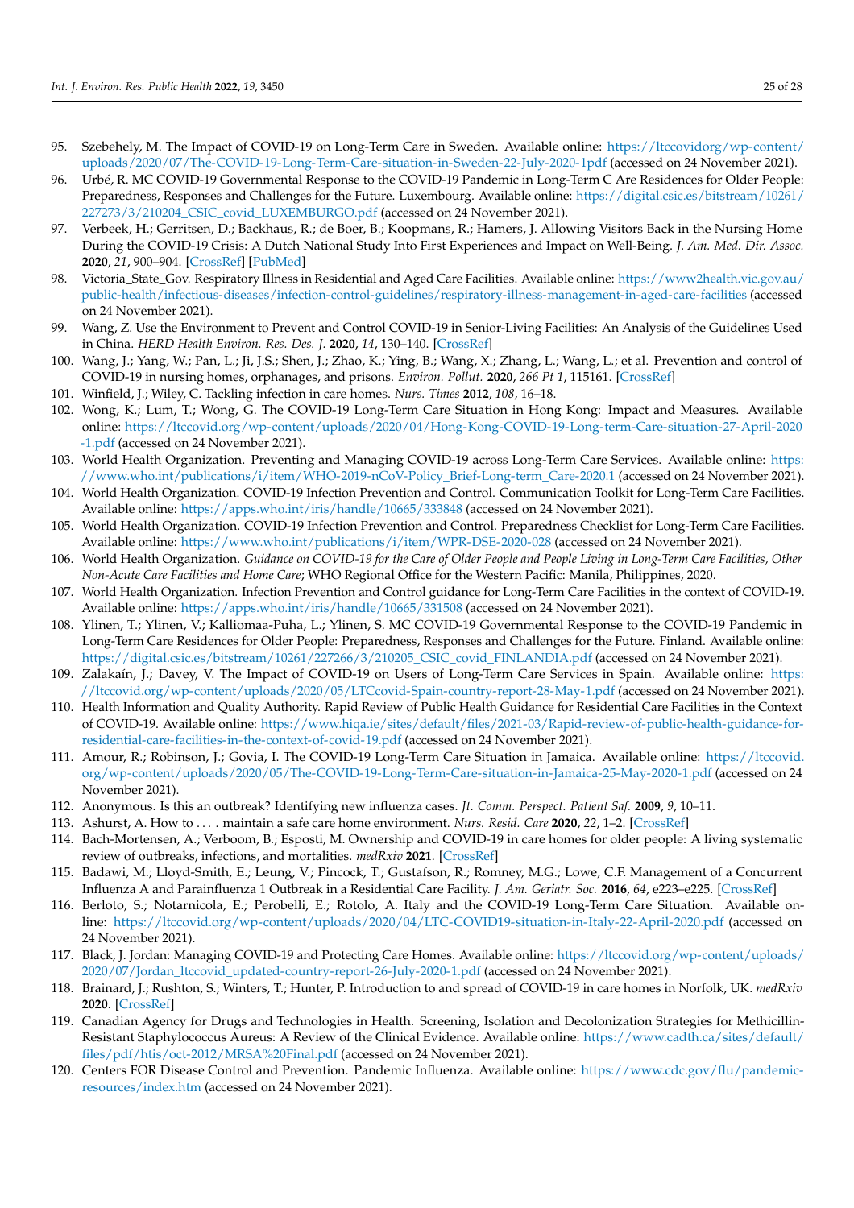95. Szebehely, M. The Impact of COVID-19 on Long-Term Care in Sweden. Available online: https://ltccovidorg/wp-content/uploads/2020/07/The-COVID-19-Long-Term-Care-situation-in-Sweden-22-July-2020-1pdf (accessed on 24 November 2021).
96. Urbé, R. MC COVID-19 Governmental Response to the COVID-19 Pandemic in Long-Term C Are Residences for Older People: Preparedness, Responses and Challenges for the Future. Luxembourg. Available online: https://digital.csic.es/bitstream/10261/227273/3/210204_CSIC_covid_LUXEMBURGO.pdf (accessed on 24 November 2021).
97. Verbeek, H.; Gerritsen, D.; Backhaus, R.; de Boer, B.; Koopmans, R.; Hamers, J. Allowing Visitors Back in the Nursing Home During the COVID-19 Crisis: A Dutch National Study Into First Experiences and Impact on Well-Being. *J. Am. Med. Dir. Assoc.* **2020**, *21*, 900–904. [CrossRef] [PubMed]
98. Victoria_State_Gov. Respiratory Illness in Residential and Aged Care Facilities. Available online: https://www2health.vic.gov.au/public-health/infectious-diseases/infection-control-guidelines/respiratory-illness-management-in-aged-care-facilities (accessed on 24 November 2021).
99. Wang, Z. Use the Environment to Prevent and Control COVID-19 in Senior-Living Facilities: An Analysis of the Guidelines Used in China. *HERD Health Environ. Res. Des. J.* **2020**, *14*, 130–140. [CrossRef]
100. Wang, J.; Yang, W.; Pan, L.; Ji, J.S.; Shen, J.; Zhao, K.; Ying, B.; Wang, X.; Zhang, L.; Wang, L.; et al. Prevention and control of COVID-19 in nursing homes, orphanages, and prisons. *Environ. Pollut.* **2020**, *266 Pt 1*, 115161. [CrossRef]
101. Winfield, J.; Wiley, C. Tackling infection in care homes. *Nurs. Times* **2012**, *108*, 16–18.
102. Wong, K.; Lum, T.; Wong, G. The COVID-19 Long-Term Care Situation in Hong Kong: Impact and Measures. Available online: https://ltccovid.org/wp-content/uploads/2020/04/Hong-Kong-COVID-19-Long-term-Care-situation-27-April-2020-1.pdf (accessed on 24 November 2021).
103. World Health Organization. Preventing and Managing COVID-19 across Long-Term Care Services. Available online: https://www.who.int/publications/i/item/WHO-2019-nCoV-Policy_Brief-Long-term_Care-2020.1 (accessed on 24 November 2021).
104. World Health Organization. COVID-19 Infection Prevention and Control. Communication Toolkit for Long-Term Care Facilities. Available online: https://apps.who.int/iris/handle/10665/333848 (accessed on 24 November 2021).
105. World Health Organization. COVID-19 Infection Prevention and Control. Preparedness Checklist for Long-Term Care Facilities. Available online: https://www.who.int/publications/i/item/WPR-DSE-2020-028 (accessed on 24 November 2021).
106. World Health Organization. *Guidance on COVID-19 for the Care of Older People and People Living in Long-Term Care Facilities, Other Non-Acute Care Facilities and Home Care*; WHO Regional Office for the Western Pacific: Manila, Philippines, 2020.
107. World Health Organization. Infection Prevention and Control guidance for Long-Term Care Facilities in the context of COVID-19. Available online: https://apps.who.int/iris/handle/10665/331508 (accessed on 24 November 2021).
108. Ylinen, T.; Ylinen, V.; Kalliomaa-Puha, L.; Ylinen, S. MC COVID-19 Governmental Response to the COVID-19 Pandemic in Long-Term Care Residences for Older People: Preparedness, Responses and Challenges for the Future. Finland. Available online: https://digital.csic.es/bitstream/10261/227266/3/210205_CSIC_covid_FINLANDIA.pdf (accessed on 24 November 2021).
109. Zalakaín, J.; Davey, V. The Impact of COVID-19 on Users of Long-Term Care Services in Spain. Available online: https://ltccovid.org/wp-content/uploads/2020/05/LTCcovid-Spain-country-report-28-May-1.pdf (accessed on 24 November 2021).
110. Health Information and Quality Authority. Rapid Review of Public Health Guidance for Residential Care Facilities in the Context of COVID-19. Available online: https://www.hiqa.ie/sites/default/files/2021-03/Rapid-review-of-public-health-guidance-for-residential-care-facilities-in-the-context-of-covid-19.pdf (accessed on 24 November 2021).
111. Amour, R.; Robinson, J.; Govia, I. The COVID-19 Long-Term Care Situation in Jamaica. Available online: https://ltccovid.org/wp-content/uploads/2020/05/The-COVID-19-Long-Term-Care-situation-in-Jamaica-25-May-2020-1.pdf (accessed on 24 November 2021).
112. Anonymous. Is this an outbreak? Identifying new influenza cases. *Jt. Comm. Perspect. Patient Saf.* **2009**, *9*, 10–11.
113. Ashurst, A. How to . . . . maintain a safe care home environment. *Nurs. Resid. Care* **2020**, *22*, 1–2. [CrossRef]
114. Bach-Mortensen, A.; Verboom, B.; Esposti, M. Ownership and COVID-19 in care homes for older people: A living systematic review of outbreaks, infections, and mortalities. *medRxiv* **2021**. [CrossRef]
115. Badawi, M.; Lloyd-Smith, E.; Leung, V.; Pincock, T.; Gustafson, R.; Romney, M.G.; Lowe, C.F. Management of a Concurrent Influenza A and Parainfluenza 1 Outbreak in a Residential Care Facility. *J. Am. Geriatr. Soc.* **2016**, *64*, e223–e225. [CrossRef]
116. Berloto, S.; Notarnicola, E.; Perobelli, E.; Rotolo, A. Italy and the COVID-19 Long-Term Care Situation. Available online: https://ltccovid.org/wp-content/uploads/2020/04/LTC-COVID19-situation-in-Italy-22-April-2020.pdf (accessed on 24 November 2021).
117. Black, J. Jordan: Managing COVID-19 and Protecting Care Homes. Available online: https://ltccovid.org/wp-content/uploads/2020/07/Jordan_ltccovid_updated-country-report-26-July-2020-1.pdf (accessed on 24 November 2021).
118. Brainard, J.; Rushton, S.; Winters, T.; Hunter, P. Introduction to and spread of COVID-19 in care homes in Norfolk, UK. *medRxiv* **2020**. [CrossRef]
119. Canadian Agency for Drugs and Technologies in Health. Screening, Isolation and Decolonization Strategies for Methicillin-Resistant Staphylococcus Aureus: A Review of the Clinical Evidence. Available online: https://www.cadth.ca/sites/default/files/pdf/htis/oct-2012/MRSA%20Final.pdf (accessed on 24 November 2021).
120. Centers FOR Disease Control and Prevention. Pandemic Influenza. Available online: https://www.cdc.gov/flu/pandemic-resources/index.htm (accessed on 24 November 2021).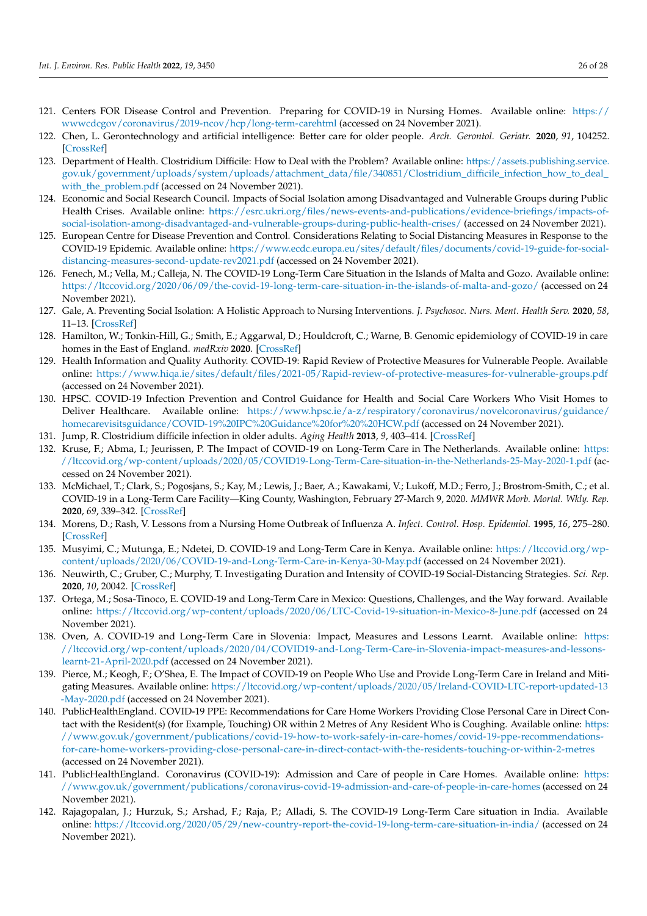121. Centers FOR Disease Control and Prevention. Preparing for COVID-19 in Nursing Homes. Available online: https://wwwcdcgov/coronavirus/2019-ncov/hcp/long-term-carehtml (accessed on 24 November 2021).
122. Chen, L. Gerontechnology and artificial intelligence: Better care for older people. *Arch. Gerontol. Geriatr.* **2020**, *91*, 104252. [CrossRef]
123. Department of Health. Clostridium Difficile: How to Deal with the Problem? Available online: https://assets.publishing.service.gov.uk/government/uploads/system/uploads/attachment_data/file/340851/Clostridium_difficile_infection_how_to_deal_with_the_problem.pdf (accessed on 24 November 2021).
124. Economic and Social Research Council. Impacts of Social Isolation among Disadvantaged and Vulnerable Groups during Public Health Crises. Available online: https://esrc.ukri.org/files/news-events-and-publications/evidence-briefings/impacts-of-social-isolation-among-disadvantaged-and-vulnerable-groups-during-public-health-crises/ (accessed on 24 November 2021).
125. European Centre for Disease Prevention and Control. Considerations Relating to Social Distancing Measures in Response to the COVID-19 Epidemic. Available online: https://www.ecdc.europa.eu/sites/default/files/documents/covid-19-guide-for-social-distancing-measures-second-update-rev2021.pdf (accessed on 24 November 2021).
126. Fenech, M.; Vella, M.; Calleja, N. The COVID-19 Long-Term Care Situation in the Islands of Malta and Gozo. Available online: https://ltccovid.org/2020/06/09/the-covid-19-long-term-care-situation-in-the-islands-of-malta-and-gozo/ (accessed on 24 November 2021).
127. Gale, A. Preventing Social Isolation: A Holistic Approach to Nursing Interventions. *J. Psychosoc. Nurs. Ment. Health Serv.* **2020**, *58*, 11–13. [CrossRef]
128. Hamilton, W.; Tonkin-Hill, G.; Smith, E.; Aggarwal, D.; Houldcroft, C.; Warne, B. Genomic epidemiology of COVID-19 in care homes in the East of England. *medRxiv* **2020**. [CrossRef]
129. Health Information and Quality Authority. COVID-19: Rapid Review of Protective Measures for Vulnerable People. Available online: https://www.hiqa.ie/sites/default/files/2021-05/Rapid-review-of-protective-measures-for-vulnerable-groups.pdf (accessed on 24 November 2021).
130. HPSC. COVID-19 Infection Prevention and Control Guidance for Health and Social Care Workers Who Visit Homes to Deliver Healthcare. Available online: https://www.hpsc.ie/a-z/respiratory/coronavirus/novelcoronavirus/guidance/homecarevisitsguidance/COVID-19%20IPC%20Guidance%20for%20%20HCW.pdf (accessed on 24 November 2021).
131. Jump, R. Clostridium difficile infection in older adults. *Aging Health* **2013**, *9*, 403–414. [CrossRef]
132. Kruse, F.; Abma, I.; Jeurissen, P. The Impact of COVID-19 on Long-Term Care in The Netherlands. Available online: https://ltccovid.org/wp-content/uploads/2020/05/COVID19-Long-Term-Care-situation-in-the-Netherlands-25-May-2020-1.pdf (accessed on 24 November 2021).
133. McMichael, T.; Clark, S.; Pogosjans, S.; Kay, M.; Lewis, J.; Baer, A.; Kawakami, V.; Lukoff, M.D.; Ferro, J.; Brostrom-Smith, C.; et al. COVID-19 in a Long-Term Care Facility—King County, Washington, February 27-March 9, 2020. *MMWR Morb. Mortal. Wkly. Rep.* **2020**, *69*, 339–342. [CrossRef]
134. Morens, D.; Rash, V. Lessons from a Nursing Home Outbreak of Influenza A. *Infect. Control. Hosp. Epidemiol.* **1995**, *16*, 275–280. [CrossRef]
135. Musyimi, C.; Mutunga, E.; Ndetei, D. COVID-19 and Long-Term Care in Kenya. Available online: https://ltccovid.org/wp-content/uploads/2020/06/COVID-19-and-Long-Term-Care-in-Kenya-30-May.pdf (accessed on 24 November 2021).
136. Neuwirth, C.; Gruber, C.; Murphy, T. Investigating Duration and Intensity of COVID-19 Social-Distancing Strategies. *Sci. Rep.* **2020**, *10*, 20042. [CrossRef]
137. Ortega, M.; Sosa-Tinoco, E. COVID-19 and Long-Term Care in Mexico: Questions, Challenges, and the Way forward. Available online: https://ltccovid.org/wp-content/uploads/2020/06/LTC-Covid-19-situation-in-Mexico-8-June.pdf (accessed on 24 November 2021).
138. Oven, A. COVID-19 and Long-Term Care in Slovenia: Impact, Measures and Lessons Learnt. Available online: https://ltccovid.org/wp-content/uploads/2020/04/COVID19-and-Long-Term-Care-in-Slovenia-impact-measures-and-lessons-learnt-21-April-2020.pdf (accessed on 24 November 2021).
139. Pierce, M.; Keogh, F.; O'Shea, E. The Impact of COVID-19 on People Who Use and Provide Long-Term Care in Ireland and Mitigating Measures. Available online: https://ltccovid.org/wp-content/uploads/2020/05/Ireland-COVID-LTC-report-updated-13-May-2020.pdf (accessed on 24 November 2021).
140. PublicHealthEngland. COVID-19 PPE: Recommendations for Care Home Workers Providing Close Personal Care in Direct Contact with the Resident(s) (for Example, Touching) OR within 2 Metres of Any Resident Who is Coughing. Available online: https://www.gov.uk/government/publications/covid-19-how-to-work-safely-in-care-homes/covid-19-ppe-recommendations-for-care-home-workers-providing-close-personal-care-in-direct-contact-with-the-residents-touching-or-within-2-metres (accessed on 24 November 2021).
141. PublicHealthEngland. Coronavirus (COVID-19): Admission and Care of people in Care Homes. Available online: https://www.gov.uk/government/publications/coronavirus-covid-19-admission-and-care-of-people-in-care-homes (accessed on 24 November 2021).
142. Rajagopalan, J.; Hurzuk, S.; Arshad, F.; Raja, P.; Alladi, S. The COVID-19 Long-Term Care situation in India. Available online: https://ltccovid.org/2020/05/29/new-country-report-the-covid-19-long-term-care-situation-in-india/ (accessed on 24 November 2021).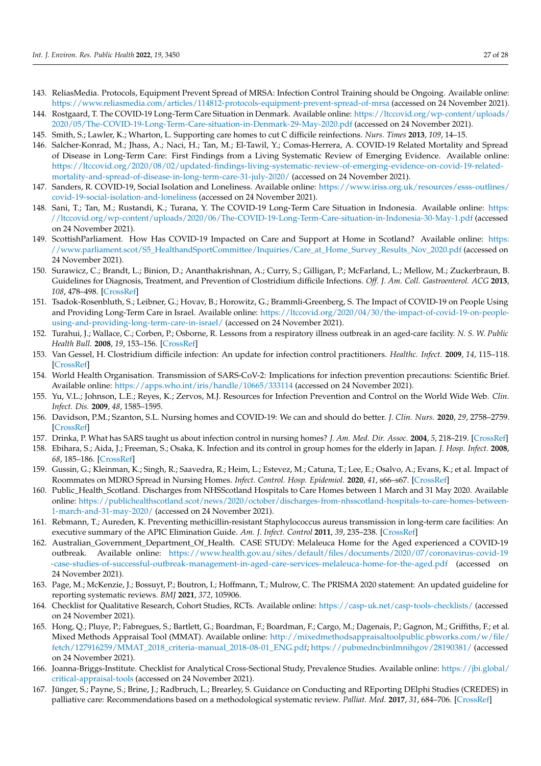143. ReliasMedia. Protocols, Equipment Prevent Spread of MRSA: Infection Control Training should be Ongoing. Available online: https://www.reliasmedia.com/articles/114812-protocols-equipment-prevent-spread-of-mrsa (accessed on 24 November 2021).
144. Rostgaard, T. The COVID-19 Long-Term Care Situation in Denmark. Available online: https://ltccovid.org/wp-content/uploads/2020/05/The-COVID-19-Long-Term-Care-situation-in-Denmark-29-May-2020.pdf (accessed on 24 November 2021).
145. Smith, S.; Lawler, K.; Wharton, L. Supporting care homes to cut C difficile reinfections. *Nurs. Times* **2013**, *109*, 14–15.
146. Salcher-Konrad, M.; Jhass, A.; Naci, H.; Tan, M.; El-Tawil, Y.; Comas-Herrera, A. COVID-19 Related Mortality and Spread of Disease in Long-Term Care: First Findings from a Living Systematic Review of Emerging Evidence. Available online: https://ltccovid.org/2020/08/02/updated-findings-living-systematic-review-of-emerging-evidence-on-covid-19-related-mortality-and-spread-of-disease-in-long-term-care-31-july-2020/ (accessed on 24 November 2021).
147. Sanders, R. COVID-19, Social Isolation and Loneliness. Available online: https://www.iriss.org.uk/resources/esss-outlines/covid-19-social-isolation-and-loneliness (accessed on 24 November 2021).
148. Sani, T.; Tan, M.; Rustandi, K.; Turana, Y. The COVID-19 Long-Term Care Situation in Indonesia. Available online: https://ltccovid.org/wp-content/uploads/2020/06/The-COVID-19-Long-Term-Care-situation-in-Indonesia-30-May-1.pdf (accessed on 24 November 2021).
149. ScottishParliament. How Has COVID-19 Impacted on Care and Support at Home in Scotland? Available online: https://www.parliament.scot/S5_HealthandSportCommittee/Inquiries/Care_at_Home_Survey_Results_Nov_2020.pdf (accessed on 24 November 2021).
150. Surawicz, C.; Brandt, L.; Binion, D.; Ananthakrishnan, A.; Curry, S.; Gilligan, P.; McFarland, L.; Mellow, M.; Zuckerbraun, B. Guidelines for Diagnosis, Treatment, and Prevention of Clostridium difficile Infections. *Off. J. Am. Coll. Gastroenterol. ACG* **2013**, *108*, 478–498. [CrossRef]
151. Tsadok-Rosenbluth, S.; Leibner, G.; Hovav, B.; Horowitz, G.; Brammli-Greenberg, S. The Impact of COVID-19 on People Using and Providing Long-Term Care in Israel. Available online: https://ltccovid.org/2020/04/30/the-impact-of-covid-19-on-people-using-and-providing-long-term-care-in-israel/ (accessed on 24 November 2021).
152. Turahui, J.; Wallace, C.; Corben, P.; Osborne, R. Lessons from a respiratory illness outbreak in an aged-care facility. *N. S. W. Public Health Bull.* **2008**, *19*, 153–156. [CrossRef]
153. Van Gessel, H. Clostridium difficile infection: An update for infection control practitioners. *Healthc. Infect.* **2009**, *14*, 115–118. [CrossRef]
154. World Health Organisation. Transmission of SARS-CoV-2: Implications for infection prevention precautions: Scientific Brief. Available online: https://apps.who.int/iris/handle/10665/333114 (accessed on 24 November 2021).
155. Yu, V.L.; Johnson, L.E.; Reyes, K.; Zervos, M.J. Resources for Infection Prevention and Control on the World Wide Web. *Clin. Infect. Dis.* **2009**, *48*, 1585–1595.
156. Davidson, P.M.; Szanton, S.L. Nursing homes and COVID-19: We can and should do better. *J. Clin. Nurs.* **2020**, *29*, 2758–2759. [CrossRef]
157. Drinka, P. What has SARS taught us about infection control in nursing homes? *J. Am. Med. Dir. Assoc.* **2004**, *5*, 218–219. [CrossRef]
158. Ebihara, S.; Aida, J.; Freeman, S.; Osaka, K. Infection and its control in group homes for the elderly in Japan. *J. Hosp. Infect.* **2008**, *68*, 185–186. [CrossRef]
159. Gussin, G.; Kleinman, K.; Singh, R.; Saavedra, R.; Heim, L.; Estevez, M.; Catuna, T.; Lee, E.; Osalvo, A.; Evans, K.; et al. Impact of Roommates on MDRO Spread in Nursing Homes. *Infect. Control. Hosp. Epidemiol.* **2020**, *41*, s66–s67. [CrossRef]
160. Public_Health_Scotland. Discharges from NHSScotland Hospitals to Care Homes between 1 March and 31 May 2020. Available online: https://publichealthscotland.scot/news/2020/october/discharges-from-nhsscotland-hospitals-to-care-homes-between-1-march-and-31-may-2020/ (accessed on 24 November 2021).
161. Rebmann, T.; Aureden, K. Preventing methicillin-resistant Staphylococcus aureus transmission in long-term care facilities: An executive summary of the APIC Elimination Guide. *Am. J. Infect. Control* **2011**, *39*, 235–238. [CrossRef]
162. Australian_Government_Department_Of_Health. CASE STUDY: Melaleuca Home for the Aged experienced a COVID-19 outbreak. Available online: https://www.health.gov.au/sites/default/files/documents/2020/07/coronavirus-covid-19-case-studies-of-successful-outbreak-management-in-aged-care-services-melaleuca-home-for-the-aged.pdf (accessed on 24 November 2021).
163. Page, M.; McKenzie, J.; Bossuyt, P.; Boutron, I.; Hoffmann, T.; Mulrow, C. The PRISMA 2020 statement: An updated guideline for reporting systematic reviews. *BMJ* **2021**, *372*, 105906.
164. Checklist for Qualitative Research, Cohort Studies, RCTs. Available online: https://casp-uk.net/casp-tools-checklists/ (accessed on 24 November 2021).
165. Hong, Q.; Pluye, P.; Fabregues, S.; Bartlett, G.; Boardman, F.; Boardman, F.; Cargo, M.; Dagenais, P.; Gagnon, M.; Griffiths, F.; et al. Mixed Methods Appraisal Tool (MMAT). Available online: http://mixedmethodsappraisaltoolpublic.pbworks.com/w/file/fetch/127916259/MMAT_2018_criteria-manual_2018-08-01_ENG.pdf; https://pubmedncbinlmnihgov/28190381/ (accessed on 24 November 2021).
166. Joanna-Briggs-Institute. Checklist for Analytical Cross-Sectional Study, Prevalence Studies. Available online: https://jbi.global/critical-appraisal-tools (accessed on 24 November 2021).
167. Jünger, S.; Payne, S.; Brine, J.; Radbruch, L.; Brearley, S. Guidance on Conducting and REporting DElphi Studies (CREDES) in palliative care: Recommendations based on a methodological systematic review. *Palliat. Med.* **2017**, *31*, 684–706. [CrossRef]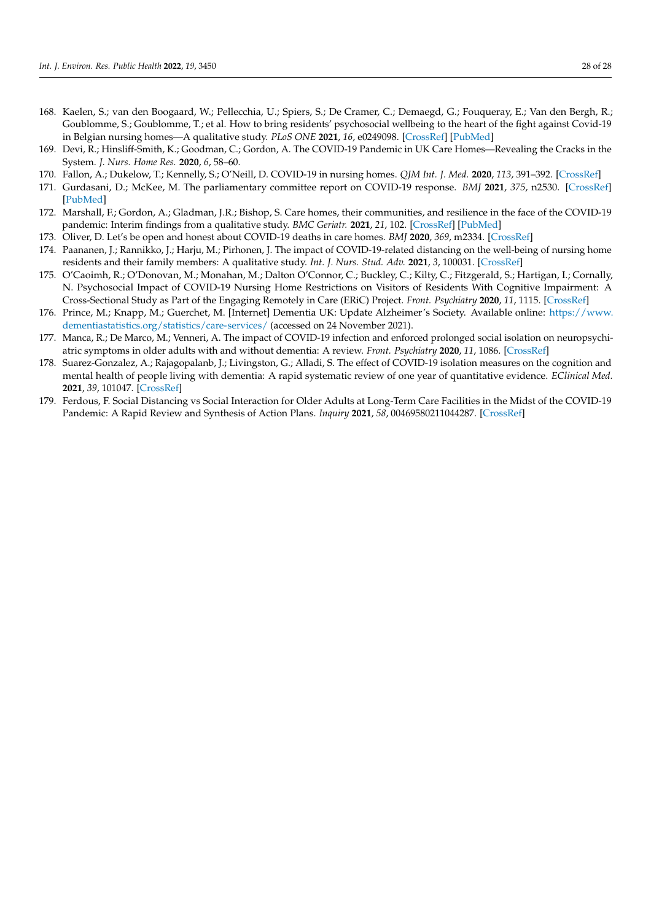168. Kaelen, S.; van den Boogaard, W.; Pellecchia, U.; Spiers, S.; De Cramer, C.; Demaegd, G.; Fouqueray, E.; Van den Bergh, R.; Goublomme, S.; Goublomme, T.; et al. How to bring residents' psychosocial wellbeing to the heart of the fight against Covid-19 in Belgian nursing homes—A qualitative study. *PLoS ONE* **2021**, *16*, e0249098. [CrossRef] [PubMed]
169. Devi, R.; Hinsliff-Smith, K.; Goodman, C.; Gordon, A. The COVID-19 Pandemic in UK Care Homes—Revealing the Cracks in the System. *J. Nurs. Home Res.* **2020**, *6*, 58–60.
170. Fallon, A.; Dukelow, T.; Kennelly, S.; O'Neill, D. COVID-19 in nursing homes. *QJM Int. J. Med.* **2020**, *113*, 391–392. [CrossRef]
171. Gurdasani, D.; McKee, M. The parliamentary committee report on COVID-19 response. *BMJ* **2021**, *375*, n2530. [CrossRef] [PubMed]
172. Marshall, F.; Gordon, A.; Gladman, J.R.; Bishop, S. Care homes, their communities, and resilience in the face of the COVID-19 pandemic: Interim findings from a qualitative study. *BMC Geriatr.* **2021**, *21*, 102. [CrossRef] [PubMed]
173. Oliver, D. Let's be open and honest about COVID-19 deaths in care homes. *BMJ* **2020**, *369*, m2334. [CrossRef]
174. Paananen, J.; Rannikko, J.; Harju, M.; Pirhonen, J. The impact of COVID-19-related distancing on the well-being of nursing home residents and their family members: A qualitative study. *Int. J. Nurs. Stud. Adv.* **2021**, *3*, 100031. [CrossRef]
175. O'Caoimh, R.; O'Donovan, M.; Monahan, M.; Dalton O'Connor, C.; Buckley, C.; Kilty, C.; Fitzgerald, S.; Hartigan, I.; Cornally, N. Psychosocial Impact of COVID-19 Nursing Home Restrictions on Visitors of Residents With Cognitive Impairment: A Cross-Sectional Study as Part of the Engaging Remotely in Care (ERiC) Project. *Front. Psychiatry* **2020**, *11*, 1115. [CrossRef]
176. Prince, M.; Knapp, M.; Guerchet, M. [Internet] Dementia UK: Update Alzheimer's Society. Available online: https://www.dementiastatistics.org/statistics/care-services/ (accessed on 24 November 2021).
177. Manca, R.; De Marco, M.; Venneri, A. The impact of COVID-19 infection and enforced prolonged social isolation on neuropsychiatric symptoms in older adults with and without dementia: A review. *Front. Psychiatry* **2020**, *11*, 1086. [CrossRef]
178. Suarez-Gonzalez, A.; Rajagopalanb, J.; Livingston, G.; Alladi, S. The effect of COVID-19 isolation measures on the cognition and mental health of people living with dementia: A rapid systematic review of one year of quantitative evidence. *EClinical Med.* **2021**, *39*, 101047. [CrossRef]
179. Ferdous, F. Social Distancing vs Social Interaction for Older Adults at Long-Term Care Facilities in the Midst of the COVID-19 Pandemic: A Rapid Review and Synthesis of Action Plans. *Inquiry* **2021**, *58*, 00469580211044287. [CrossRef]